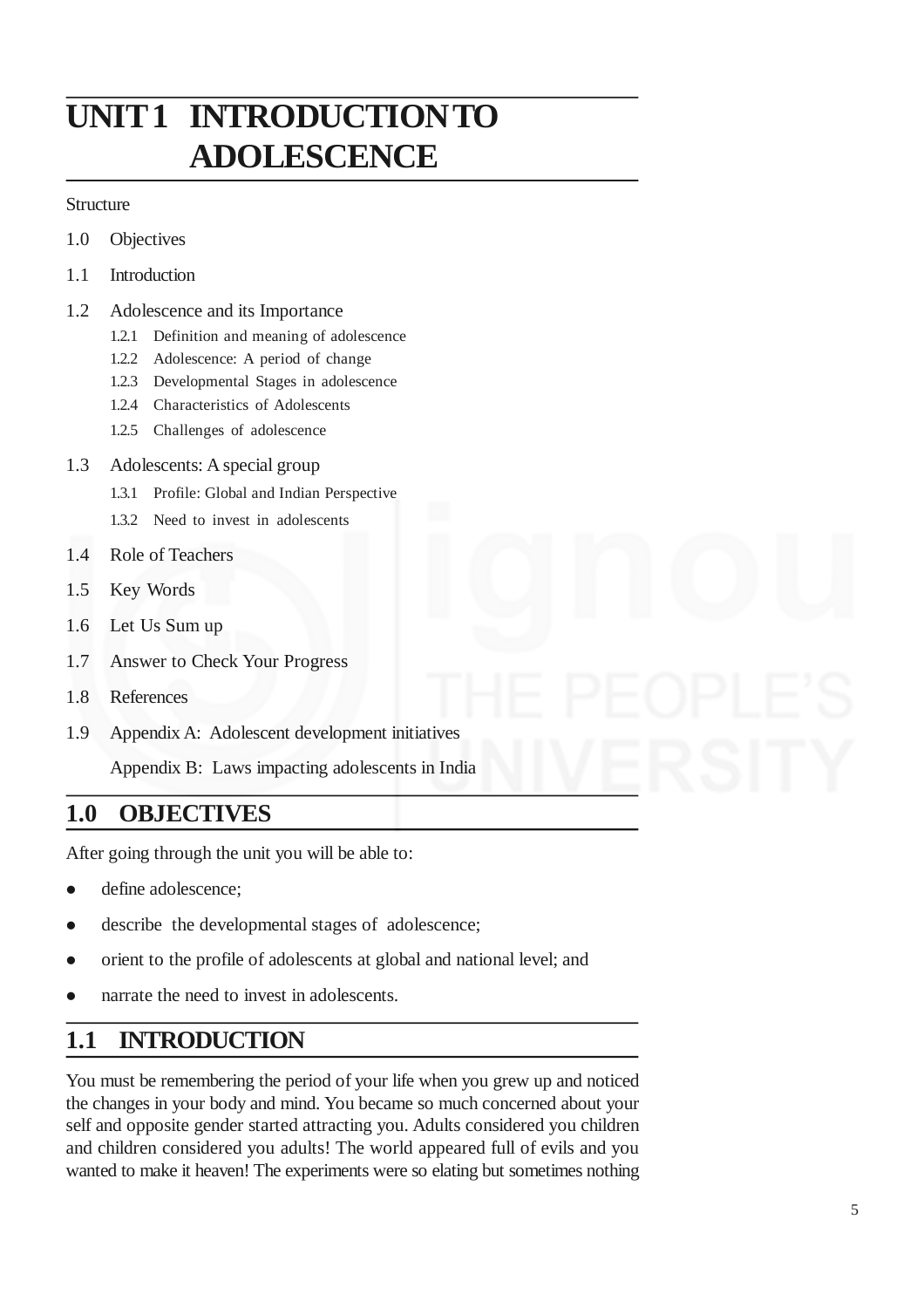# UNIT 1 INTRODUCTION TO ADOLESCENCE

Structure

1.0 Objectives

1.1 Introduction

1.2 Adolescence and its Importance

- 1.2.1 Definition and meaning of adolescence
- 1.2.2 Adolescence: A period of change
- 1.2.3 Developmental Stages in adolescence
- 1.2.4 Characteristics of Adolescents
- 1.2.5 Challenges of adolescence

1.3 Adolescents: A special group

- 1.3.1 Profile: Global and Indian Perspective
- 1.3.2 Need to invest in adolescents

1.4 Role of Teachers

1.5 Key Words

1.6 Let Us Sum up

1.7 Answer to Check Your Progress

1.8 References

1.9 Appendix A: Adolescent development initiatives

Appendix B: Laws impacting adolescents in India

## 1.0 OBJECTIVES

After going through the unit you will be able to:

- define adolescence;
- describe the developmental stages of adolescence;
- orient to the profile of adolescents at global and national level; and
- narrate the need to invest in adolescents.

## 1.1 INTRODUCTION

You must be remembering the period of your life when you grew up and noticed the changes in your body and mind. You became so much concerned about your self and opposite gender started attracting you. Adults considered you children and children considered you adults! The world appeared full of evils and you wanted to make it heaven! The experiments were so elating but sometimes nothing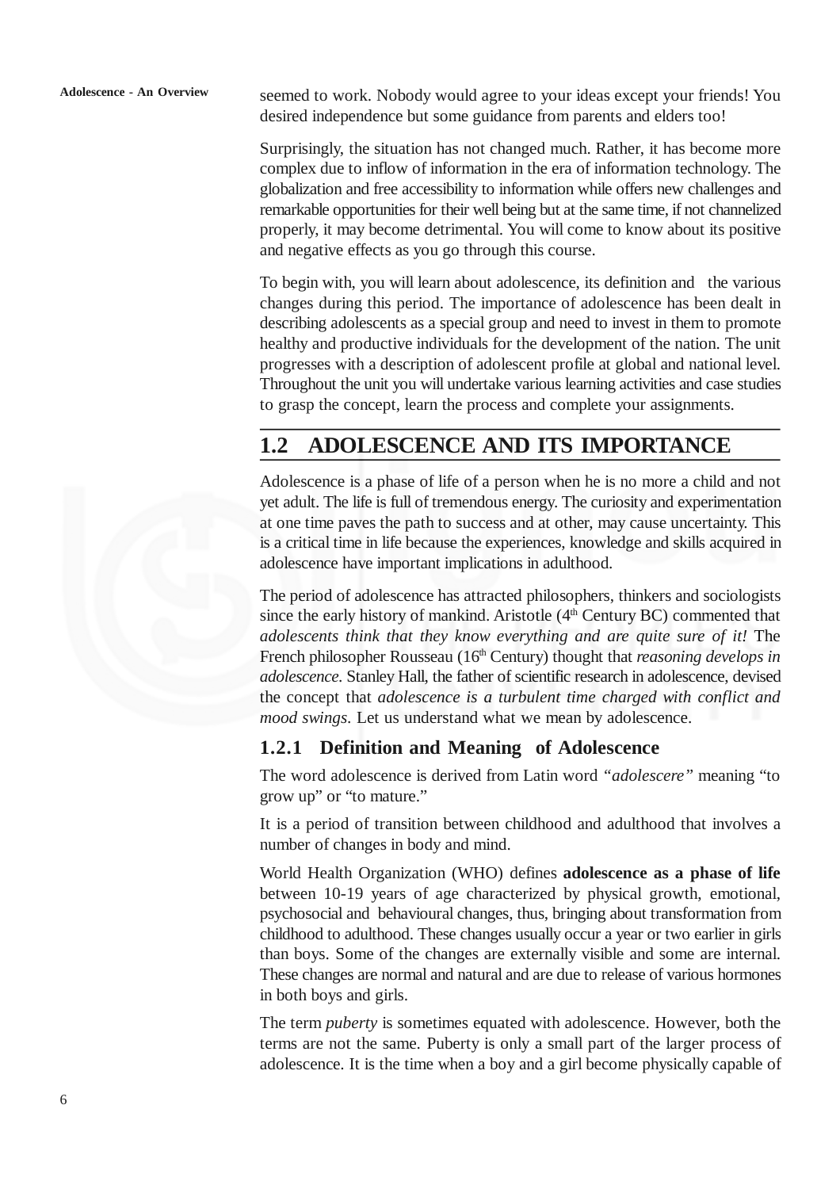seemed to work. Nobody would agree to your ideas except your friends! You desired independence but some guidance from parents and elders too!

Surprisingly, the situation has not changed much. Rather, it has become more complex due to inflow of information in the era of information technology. The globalization and free accessibility to information while offers new challenges and remarkable opportunities for their well being but at the same time, if not channelized properly, it may become detrimental. You will come to know about its positive and negative effects as you go through this course.

To begin with, you will learn about adolescence, its definition and the various changes during this period. The importance of adolescence has been dealt in describing adolescents as a special group and need to invest in them to promote healthy and productive individuals for the development of the nation. The unit progresses with a description of adolescent profile at global and national level. Throughout the unit you will undertake various learning activities and case studies to grasp the concept, learn the process and complete your assignments.

## 1.2 ADOLESCENCE AND ITS IMPORTANCE

Adolescence is a phase of life of a person when he is no more a child and not yet adult. The life is full of tremendous energy. The curiosity and experimentation at one time paves the path to success and at other, may cause uncertainty. This is a critical time in life because the experiences, knowledge and skills acquired in adolescence have important implications in adulthood.

The period of adolescence has attracted philosophers, thinkers and sociologists since the early history of mankind. Aristotle (4th Century BC) commented that *adolescents think that they know everything and are quite sure of it!* The French philosopher Rousseau (16th Century) thought that *reasoning develops in adolescence.* Stanley Hall, the father of scientific research in adolescence, devised the concept that *adolescence is a turbulent time charged with conflict and mood swings.* Let us understand what we mean by adolescence.

### 1.2.1 Definition and Meaning of Adolescence

The word adolescence is derived from Latin word *"adolescere"* meaning "to grow up" or "to mature."

It is a period of transition between childhood and adulthood that involves a number of changes in body and mind.

World Health Organization (WHO) defines **adolescence as a phase of life** between 10-19 years of age characterized by physical growth, emotional, psychosocial and behavioural changes, thus, bringing about transformation from childhood to adulthood. These changes usually occur a year or two earlier in girls than boys. Some of the changes are externally visible and some are internal. These changes are normal and natural and are due to release of various hormones in both boys and girls.

The term *puberty* is sometimes equated with adolescence. However, both the terms are not the same. Puberty is only a small part of the larger process of adolescence. It is the time when a boy and a girl become physically capable of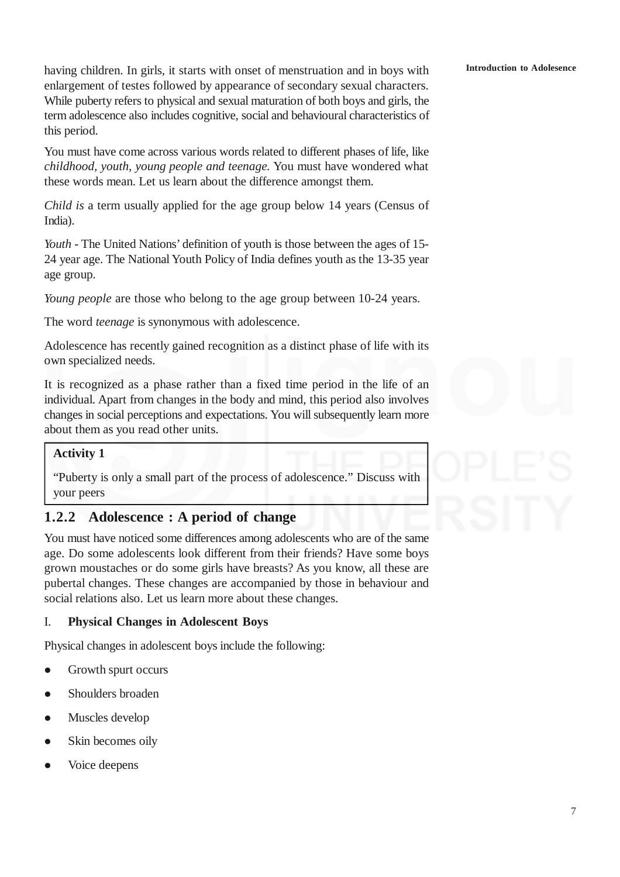having children. In girls, it starts with onset of menstruation and in boys with enlargement of testes followed by appearance of secondary sexual characters. While puberty refers to physical and sexual maturation of both boys and girls, the term adolescence also includes cognitive, social and behavioural characteristics of this period.

You must have come across various words related to different phases of life, like *childhood, youth, young people and teenage.* You must have wondered what these words mean. Let us learn about the difference amongst them.

*Child is* a term usually applied for the age group below 14 years (Census of India).

*Youth* - The United Nations' definition of youth is those between the ages of 15-24 year age. The National Youth Policy of India defines youth as the 13-35 year age group.

*Young people* are those who belong to the age group between 10-24 years.

The word *teenage* is synonymous with adolescence.

Adolescence has recently gained recognition as a distinct phase of life with its own specialized needs.

It is recognized as a phase rather than a fixed time period in the life of an individual. Apart from changes in the body and mind, this period also involves changes in social perceptions and expectations. You will subsequently learn more about them as you read other units.

**Activity 1**

"Puberty is only a small part of the process of adolescence." Discuss with your peers

### 1.2.2 Adolescence : A period of change

You must have noticed some differences among adolescents who are of the same age. Do some adolescents look different from their friends? Have some boys grown moustaches or do some girls have breasts? As you know, all these are pubertal changes. These changes are accompanied by those in behaviour and social relations also. Let us learn more about these changes.

I. **Physical Changes in Adolescent Boys**

Physical changes in adolescent boys include the following:

- Growth spurt occurs
- Shoulders broaden
- Muscles develop
- Skin becomes oily
- Voice deepens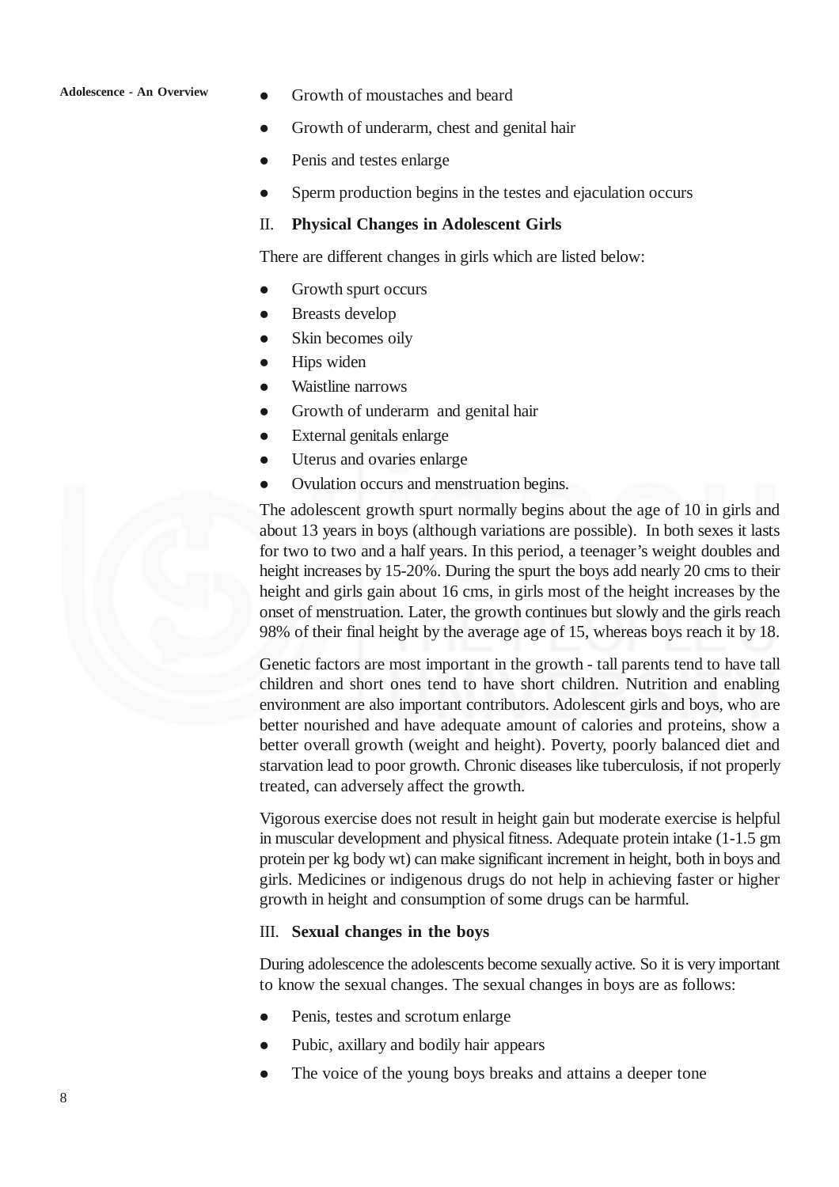- Growth of moustaches and beard
- Growth of underarm, chest and genital hair
- Penis and testes enlarge
- Sperm production begins in the testes and ejaculation occurs

II. **Physical Changes in Adolescent Girls**

There are different changes in girls which are listed below:

- Growth spurt occurs
- Breasts develop
- Skin becomes oily
- Hips widen
- Waistline narrows
- Growth of underarm and genital hair
- External genitals enlarge
- Uterus and ovaries enlarge
- Ovulation occurs and menstruation begins.

The adolescent growth spurt normally begins about the age of 10 in girls and about 13 years in boys (although variations are possible). In both sexes it lasts for two to two and a half years. In this period, a teenager's weight doubles and height increases by 15-20%. During the spurt the boys add nearly 20 cms to their height and girls gain about 16 cms, in girls most of the height increases by the onset of menstruation. Later, the growth continues but slowly and the girls reach 98% of their final height by the average age of 15, whereas boys reach it by 18.

Genetic factors are most important in the growth - tall parents tend to have tall children and short ones tend to have short children. Nutrition and enabling environment are also important contributors. Adolescent girls and boys, who are better nourished and have adequate amount of calories and proteins, show a better overall growth (weight and height). Poverty, poorly balanced diet and starvation lead to poor growth. Chronic diseases like tuberculosis, if not properly treated, can adversely affect the growth.

Vigorous exercise does not result in height gain but moderate exercise is helpful in muscular development and physical fitness. Adequate protein intake (1-1.5 gm protein per kg body wt) can make significant increment in height, both in boys and girls. Medicines or indigenous drugs do not help in achieving faster or higher growth in height and consumption of some drugs can be harmful.

III. **Sexual changes in the boys**

During adolescence the adolescents become sexually active. So it is very important to know the sexual changes. The sexual changes in boys are as follows:

- Penis, testes and scrotum enlarge
- Pubic, axillary and bodily hair appears
- The voice of the young boys breaks and attains a deeper tone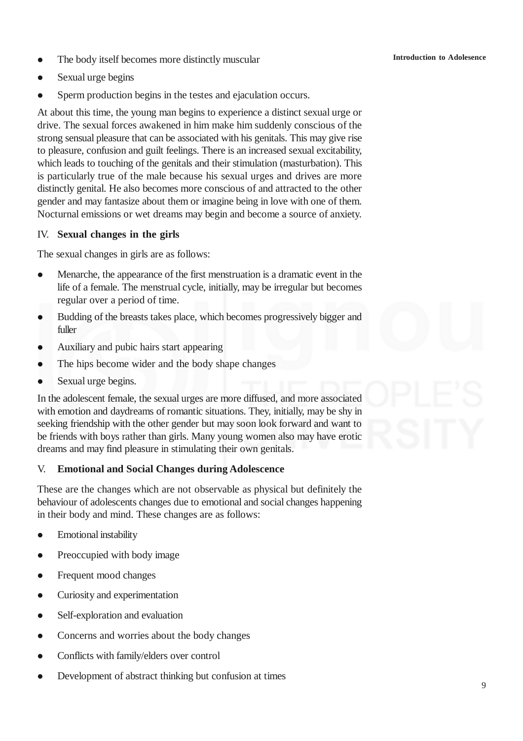- The body itself becomes more distinctly muscular
- Sexual urge begins
- Sperm production begins in the testes and ejaculation occurs.

At about this time, the young man begins to experience a distinct sexual urge or drive. The sexual forces awakened in him make him suddenly conscious of the strong sensual pleasure that can be associated with his genitals. This may give rise to pleasure, confusion and guilt feelings. There is an increased sexual excitability, which leads to touching of the genitals and their stimulation (masturbation). This is particularly true of the male because his sexual urges and drives are more distinctly genital. He also becomes more conscious of and attracted to the other gender and may fantasize about them or imagine being in love with one of them. Nocturnal emissions or wet dreams may begin and become a source of anxiety.

### IV. **Sexual changes in the girls**

The sexual changes in girls are as follows:

- Menarche, the appearance of the first menstruation is a dramatic event in the life of a female. The menstrual cycle, initially, may be irregular but becomes regular over a period of time.
- Budding of the breasts takes place, which becomes progressively bigger and fuller
- Auxiliary and pubic hairs start appearing
- The hips become wider and the body shape changes
- Sexual urge begins.

In the adolescent female, the sexual urges are more diffused, and more associated with emotion and daydreams of romantic situations. They, initially, may be shy in seeking friendship with the other gender but may soon look forward and want to be friends with boys rather than girls. Many young women also may have erotic dreams and may find pleasure in stimulating their own genitals.

### V. **Emotional and Social Changes during Adolescence**

These are the changes which are not observable as physical but definitely the behaviour of adolescents changes due to emotional and social changes happening in their body and mind. These changes are as follows:

- Emotional instability
- Preoccupied with body image
- Frequent mood changes
- Curiosity and experimentation
- Self-exploration and evaluation
- Concerns and worries about the body changes
- Conflicts with family/elders over control
- Development of abstract thinking but confusion at times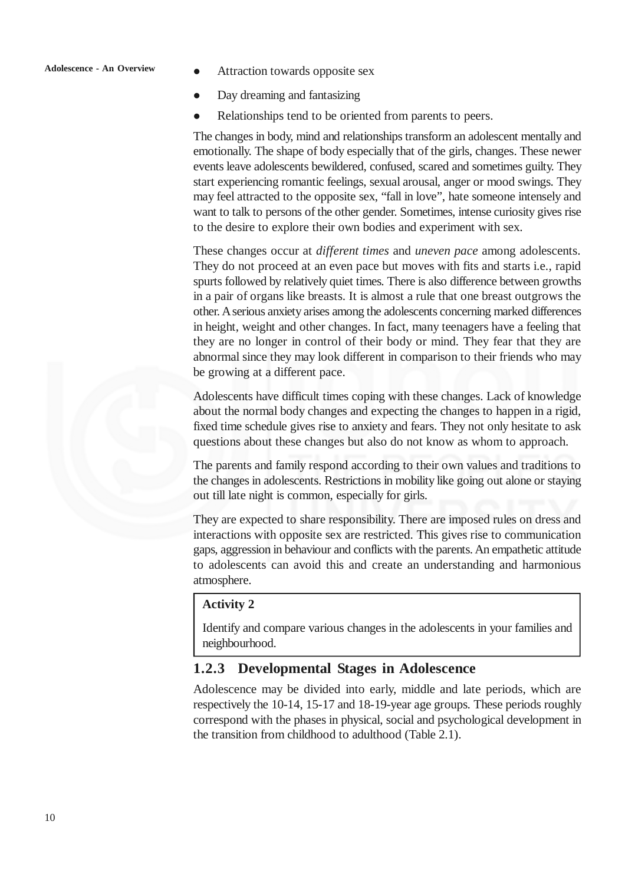- Attraction towards opposite sex
- Day dreaming and fantasizing
- Relationships tend to be oriented from parents to peers.

The changes in body, mind and relationships transform an adolescent mentally and emotionally. The shape of body especially that of the girls, changes. These newer events leave adolescents bewildered, confused, scared and sometimes guilty. They start experiencing romantic feelings, sexual arousal, anger or mood swings. They may feel attracted to the opposite sex, "fall in love", hate someone intensely and want to talk to persons of the other gender. Sometimes, intense curiosity gives rise to the desire to explore their own bodies and experiment with sex.

These changes occur at *different times* and *uneven pace* among adolescents. They do not proceed at an even pace but moves with fits and starts i.e., rapid spurts followed by relatively quiet times. There is also difference between growths in a pair of organs like breasts. It is almost a rule that one breast outgrows the other. A serious anxiety arises among the adolescents concerning marked differences in height, weight and other changes. In fact, many teenagers have a feeling that they are no longer in control of their body or mind. They fear that they are abnormal since they may look different in comparison to their friends who may be growing at a different pace.

Adolescents have difficult times coping with these changes. Lack of knowledge about the normal body changes and expecting the changes to happen in a rigid, fixed time schedule gives rise to anxiety and fears. They not only hesitate to ask questions about these changes but also do not know as whom to approach.

The parents and family respond according to their own values and traditions to the changes in adolescents. Restrictions in mobility like going out alone or staying out till late night is common, especially for girls.

They are expected to share responsibility. There are imposed rules on dress and interactions with opposite sex are restricted. This gives rise to communication gaps, aggression in behaviour and conflicts with the parents. An empathetic attitude to adolescents can avoid this and create an understanding and harmonious atmosphere.

**Activity 2**

Identify and compare various changes in the adolescents in your families and neighbourhood.

### 1.2.3 Developmental Stages in Adolescence

Adolescence may be divided into early, middle and late periods, which are respectively the 10-14, 15-17 and 18-19-year age groups. These periods roughly correspond with the phases in physical, social and psychological development in the transition from childhood to adulthood (Table 2.1).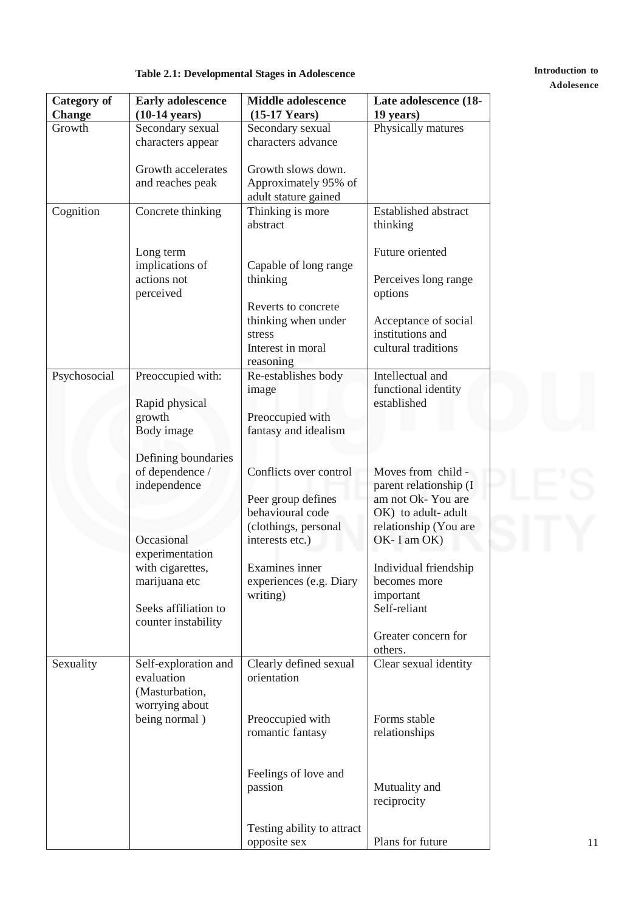**Table 2.1: Developmental Stages in Adolescence**

| Category of Change | Early adolescence (10-14 years) | Middle adolescence (15-17 Years) | Late adolescence (18-19 years) |
|---|---|---|---|
| Growth | Secondary sexual characters appear<br><br>Growth accelerates and reaches peak | Secondary sexual characters advance<br><br>Growth slows down. Approximately 95% of adult stature gained | Physically matures |
| Cognition | Concrete thinking<br><br>Long term implications of actions not perceived | Thinking is more abstract<br><br>Capable of long range thinking<br><br>Reverts to concrete thinking when under stress<br>Interest in moral reasoning | Established abstract thinking<br><br>Future oriented<br><br>Perceives long range options<br><br>Acceptance of social institutions and cultural traditions |
| Psychosocial | Preoccupied with:<br><br>Rapid physical growth<br>Body image<br><br>Defining boundaries of dependence / independence<br><br>Occasional experimentation with cigarettes, marijuana etc<br><br>Seeks affiliation to counter instability | Re-establishes body image<br><br>Preoccupied with fantasy and idealism<br><br>Conflicts over control<br><br>Peer group defines behavioural code (clothings, personal interests etc.)<br><br>Examines inner experiences (e.g. Diary writing) | Intellectual and functional identity established<br><br>Moves from child - parent relationship (I am not Ok- You are OK) to adult- adult relationship (You are OK- I am OK)<br><br>Individual friendship becomes more important<br>Self-reliant<br><br>Greater concern for others. |
| Sexuality | Self-exploration and evaluation (Masturbation, worrying about being normal ) | Clearly defined sexual orientation<br><br>Preoccupied with romantic fantasy<br><br>Feelings of love and passion<br><br>Testing ability to attract opposite sex | Clear sexual identity<br><br>Forms stable relationships<br><br>Mutuality and reciprocity<br><br>Plans for future |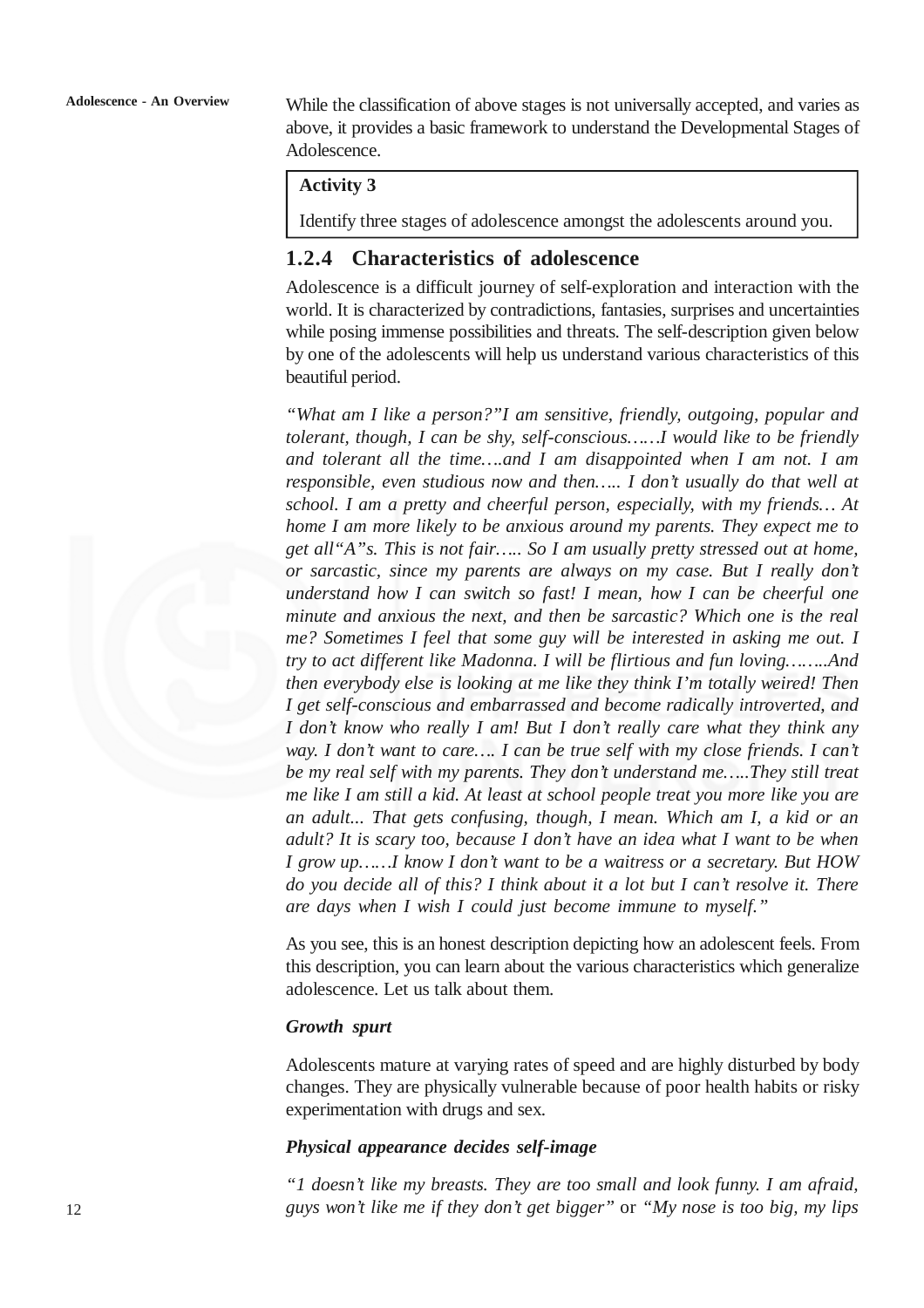While the classification of above stages is not universally accepted, and varies as above, it provides a basic framework to understand the Developmental Stages of Adolescence.

> **Activity 3**
>
> Identify three stages of adolescence amongst the adolescents around you.

### 1.2.4 Characteristics of adolescence

Adolescence is a difficult journey of self-exploration and interaction with the world. It is characterized by contradictions, fantasies, surprises and uncertainties while posing immense possibilities and threats. The self-description given below by one of the adolescents will help us understand various characteristics of this beautiful period.

*"What am I like a person?"I am sensitive, friendly, outgoing, popular and tolerant, though, I can be shy, self-conscious……I would like to be friendly and tolerant all the time….and I am disappointed when I am not. I am responsible, even studious now and then….. I don't usually do that well at school. I am a pretty and cheerful person, especially, with my friends… At home I am more likely to be anxious around my parents. They expect me to get all"A"s. This is not fair….. So I am usually pretty stressed out at home, or sarcastic, since my parents are always on my case. But I really don't understand how I can switch so fast! I mean, how I can be cheerful one minute and anxious the next, and then be sarcastic? Which one is the real me? Sometimes I feel that some guy will be interested in asking me out. I try to act different like Madonna. I will be flirtious and fun loving……..And then everybody else is looking at me like they think I'm totally weired! Then I get self-conscious and embarrassed and become radically introverted, and I don't know who really I am! But I don't really care what they think any way. I don't want to care…. I can be true self with my close friends. I can't be my real self with my parents. They don't understand me…..They still treat me like I am still a kid. At least at school people treat you more like you are an adult... That gets confusing, though, I mean. Which am I, a kid or an adult? It is scary too, because I don't have an idea what I want to be when I grow up……I know I don't want to be a waitress or a secretary. But HOW do you decide all of this? I think about it a lot but I can't resolve it. There are days when I wish I could just become immune to myself."*

As you see, this is an honest description depicting how an adolescent feels. From this description, you can learn about the various characteristics which generalize adolescence. Let us talk about them.

***Growth spurt***

Adolescents mature at varying rates of speed and are highly disturbed by body changes. They are physically vulnerable because of poor health habits or risky experimentation with drugs and sex.

***Physical appearance decides self-image***

*"1 doesn't like my breasts. They are too small and look funny. I am afraid, guys won't like me if they don't get bigger"* or *"My nose is too big, my lips*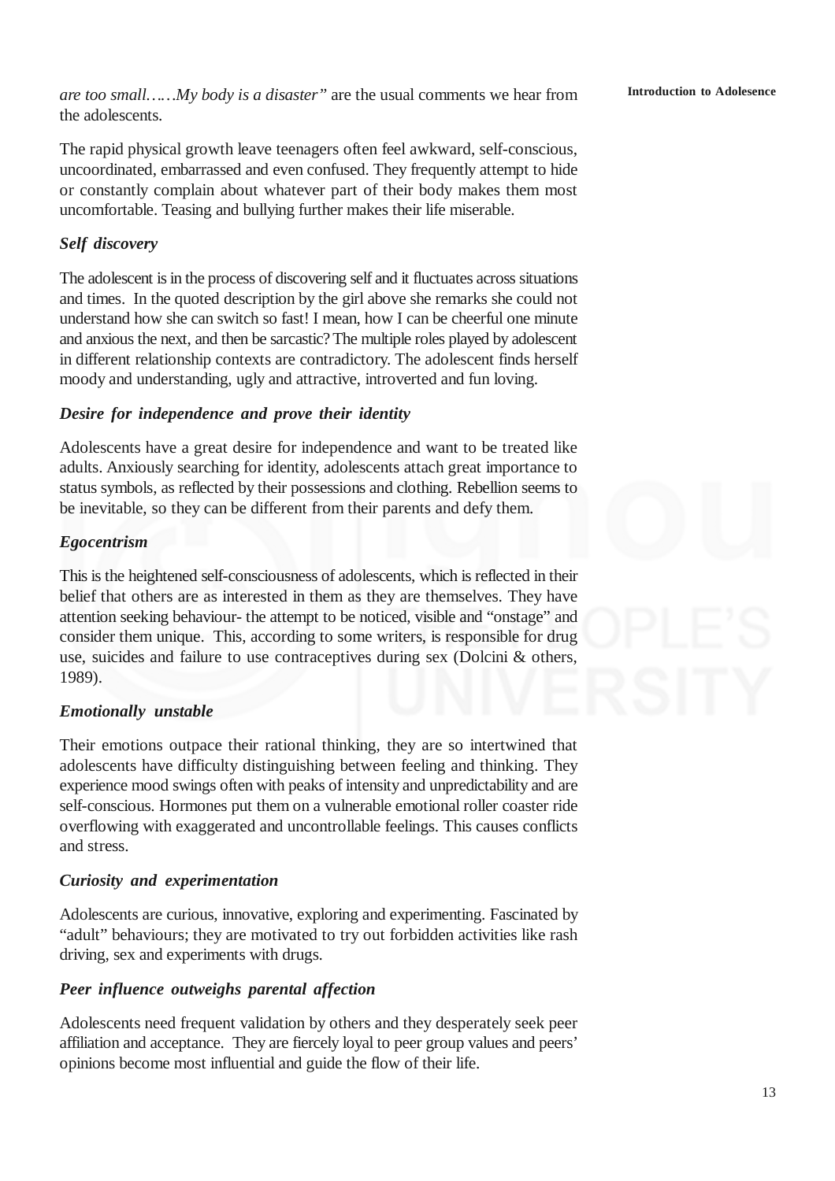*are too small……My body is a disaster"* are the usual comments we hear from the adolescents.

The rapid physical growth leave teenagers often feel awkward, self-conscious, uncoordinated, embarrassed and even confused. They frequently attempt to hide or constantly complain about whatever part of their body makes them most uncomfortable. Teasing and bullying further makes their life miserable.

***Self discovery***

The adolescent is in the process of discovering self and it fluctuates across situations and times. In the quoted description by the girl above she remarks she could not understand how she can switch so fast! I mean, how I can be cheerful one minute and anxious the next, and then be sarcastic? The multiple roles played by adolescent in different relationship contexts are contradictory. The adolescent finds herself moody and understanding, ugly and attractive, introverted and fun loving.

***Desire for independence and prove their identity***

Adolescents have a great desire for independence and want to be treated like adults. Anxiously searching for identity, adolescents attach great importance to status symbols, as reflected by their possessions and clothing. Rebellion seems to be inevitable, so they can be different from their parents and defy them.

***Egocentrism***

This is the heightened self-consciousness of adolescents, which is reflected in their belief that others are as interested in them as they are themselves. They have attention seeking behaviour- the attempt to be noticed, visible and "onstage" and consider them unique. This, according to some writers, is responsible for drug use, suicides and failure to use contraceptives during sex (Dolcini & others, 1989).

***Emotionally unstable***

Their emotions outpace their rational thinking, they are so intertwined that adolescents have difficulty distinguishing between feeling and thinking. They experience mood swings often with peaks of intensity and unpredictability and are self-conscious. Hormones put them on a vulnerable emotional roller coaster ride overflowing with exaggerated and uncontrollable feelings. This causes conflicts and stress.

***Curiosity and experimentation***

Adolescents are curious, innovative, exploring and experimenting. Fascinated by "adult" behaviours; they are motivated to try out forbidden activities like rash driving, sex and experiments with drugs.

***Peer influence outweighs parental affection***

Adolescents need frequent validation by others and they desperately seek peer affiliation and acceptance. They are fiercely loyal to peer group values and peers' opinions become most influential and guide the flow of their life.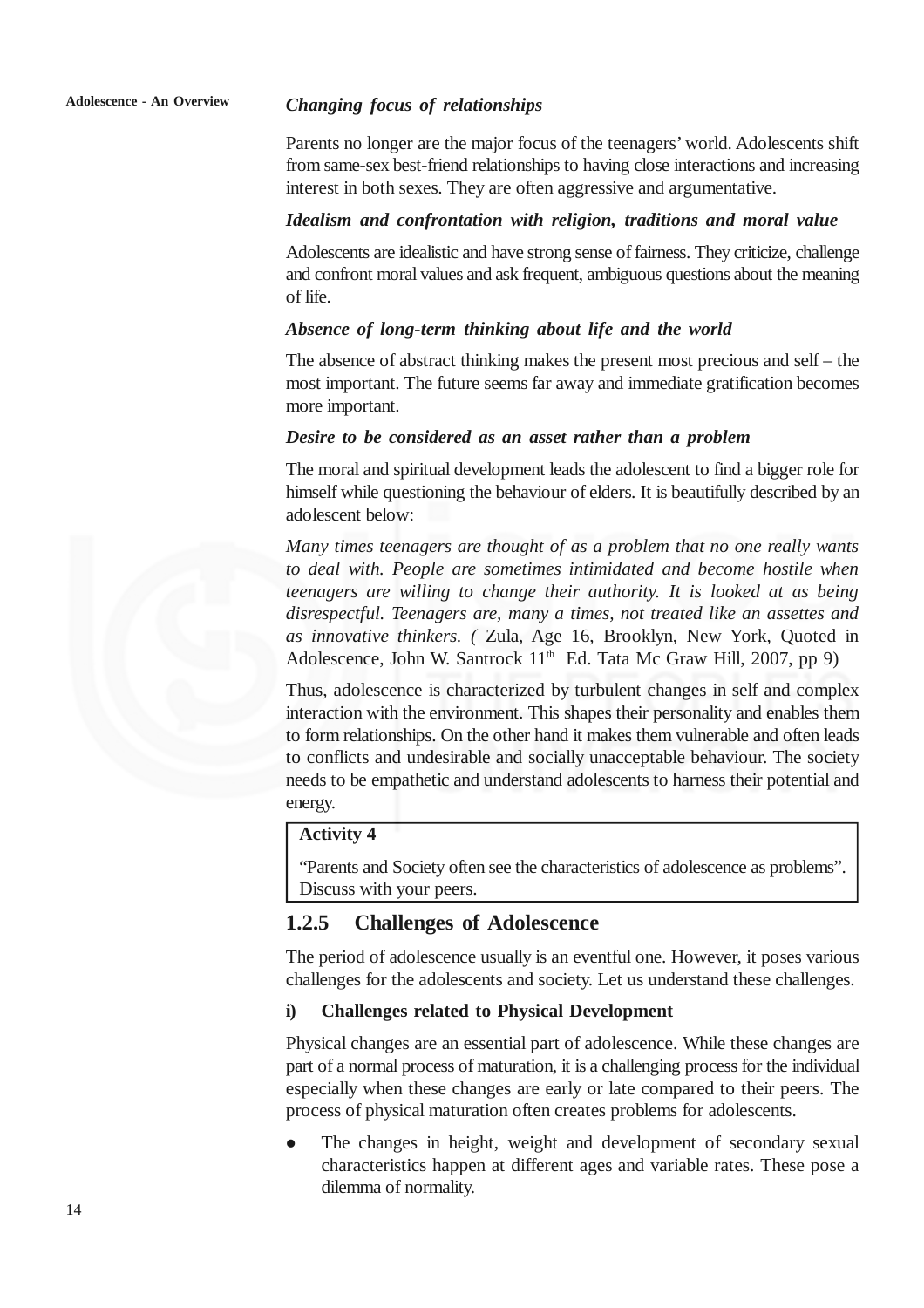***Changing focus of relationships***

Parents no longer are the major focus of the teenagers' world. Adolescents shift from same-sex best-friend relationships to having close interactions and increasing interest in both sexes. They are often aggressive and argumentative.

***Idealism and confrontation with religion, traditions and moral value***

Adolescents are idealistic and have strong sense of fairness. They criticize, challenge and confront moral values and ask frequent, ambiguous questions about the meaning of life.

***Absence of long-term thinking about life and the world***

The absence of abstract thinking makes the present most precious and self – the most important. The future seems far away and immediate gratification becomes more important.

***Desire to be considered as an asset rather than a problem***

The moral and spiritual development leads the adolescent to find a bigger role for himself while questioning the behaviour of elders. It is beautifully described by an adolescent below:

*Many times teenagers are thought of as a problem that no one really wants to deal with. People are sometimes intimidated and become hostile when teenagers are willing to change their authority. It is looked at as being disrespectful. Teenagers are, many a times, not treated like an assettes and as innovative thinkers. (* Zula, Age 16, Brooklyn, New York, Quoted in Adolescence, John W. Santrock 11th Ed. Tata Mc Graw Hill, 2007, pp 9)

Thus, adolescence is characterized by turbulent changes in self and complex interaction with the environment. This shapes their personality and enables them to form relationships. On the other hand it makes them vulnerable and often leads to conflicts and undesirable and socially unacceptable behaviour. The society needs to be empathetic and understand adolescents to harness their potential and energy.

**Activity 4**

"Parents and Society often see the characteristics of adolescence as problems". Discuss with your peers.

### 1.2.5 Challenges of Adolescence

The period of adolescence usually is an eventful one. However, it poses various challenges for the adolescents and society. Let us understand these challenges.

**i) Challenges related to Physical Development**

Physical changes are an essential part of adolescence. While these changes are part of a normal process of maturation, it is a challenging process for the individual especially when these changes are early or late compared to their peers. The process of physical maturation often creates problems for adolescents.

- The changes in height, weight and development of secondary sexual characteristics happen at different ages and variable rates. These pose a dilemma of normality.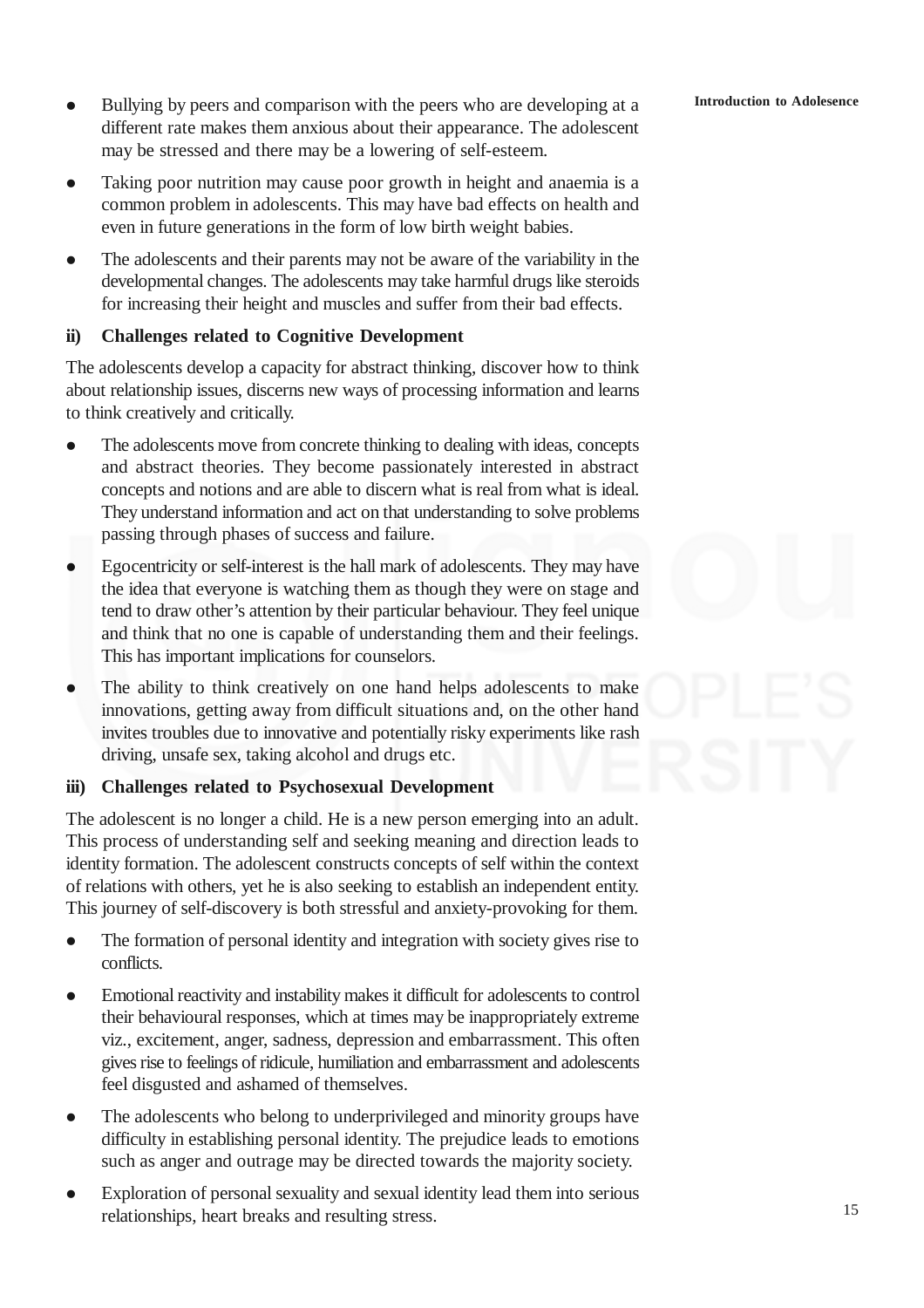- Bullying by peers and comparison with the peers who are developing at a different rate makes them anxious about their appearance. The adolescent may be stressed and there may be a lowering of self-esteem.
- Taking poor nutrition may cause poor growth in height and anaemia is a common problem in adolescents. This may have bad effects on health and even in future generations in the form of low birth weight babies.
- The adolescents and their parents may not be aware of the variability in the developmental changes. The adolescents may take harmful drugs like steroids for increasing their height and muscles and suffer from their bad effects.

### ii) Challenges related to Cognitive Development

The adolescents develop a capacity for abstract thinking, discover how to think about relationship issues, discerns new ways of processing information and learns to think creatively and critically.

- The adolescents move from concrete thinking to dealing with ideas, concepts and abstract theories. They become passionately interested in abstract concepts and notions and are able to discern what is real from what is ideal. They understand information and act on that understanding to solve problems passing through phases of success and failure.
- Egocentricity or self-interest is the hall mark of adolescents. They may have the idea that everyone is watching them as though they were on stage and tend to draw other's attention by their particular behaviour. They feel unique and think that no one is capable of understanding them and their feelings. This has important implications for counselors.
- The ability to think creatively on one hand helps adolescents to make innovations, getting away from difficult situations and, on the other hand invites troubles due to innovative and potentially risky experiments like rash driving, unsafe sex, taking alcohol and drugs etc.

### iii) Challenges related to Psychosexual Development

The adolescent is no longer a child. He is a new person emerging into an adult. This process of understanding self and seeking meaning and direction leads to identity formation. The adolescent constructs concepts of self within the context of relations with others, yet he is also seeking to establish an independent entity. This journey of self-discovery is both stressful and anxiety-provoking for them.

- The formation of personal identity and integration with society gives rise to conflicts.
- Emotional reactivity and instability makes it difficult for adolescents to control their behavioural responses, which at times may be inappropriately extreme viz., excitement, anger, sadness, depression and embarrassment. This often gives rise to feelings of ridicule, humiliation and embarrassment and adolescents feel disgusted and ashamed of themselves.
- The adolescents who belong to underprivileged and minority groups have difficulty in establishing personal identity. The prejudice leads to emotions such as anger and outrage may be directed towards the majority society.
- Exploration of personal sexuality and sexual identity lead them into serious relationships, heart breaks and resulting stress.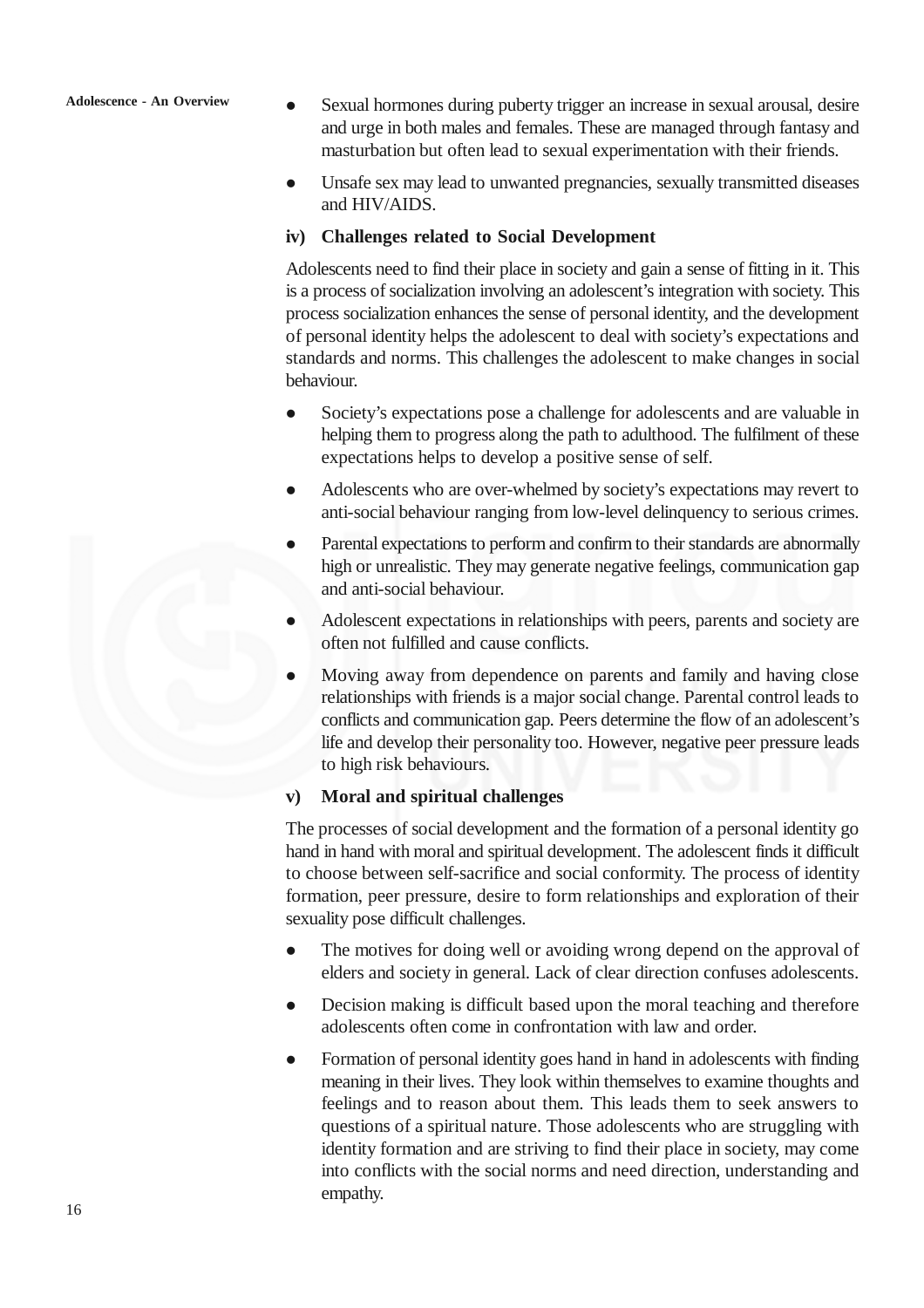- Sexual hormones during puberty trigger an increase in sexual arousal, desire and urge in both males and females. These are managed through fantasy and masturbation but often lead to sexual experimentation with their friends.
- Unsafe sex may lead to unwanted pregnancies, sexually transmitted diseases and HIV/AIDS.

### iv) Challenges related to Social Development

Adolescents need to find their place in society and gain a sense of fitting in it. This is a process of socialization involving an adolescent's integration with society. This process socialization enhances the sense of personal identity, and the development of personal identity helps the adolescent to deal with society's expectations and standards and norms. This challenges the adolescent to make changes in social behaviour.

- Society's expectations pose a challenge for adolescents and are valuable in helping them to progress along the path to adulthood. The fulfilment of these expectations helps to develop a positive sense of self.
- Adolescents who are over-whelmed by society's expectations may revert to anti-social behaviour ranging from low-level delinquency to serious crimes.
- Parental expectations to perform and confirm to their standards are abnormally high or unrealistic. They may generate negative feelings, communication gap and anti-social behaviour.
- Adolescent expectations in relationships with peers, parents and society are often not fulfilled and cause conflicts.
- Moving away from dependence on parents and family and having close relationships with friends is a major social change. Parental control leads to conflicts and communication gap. Peers determine the flow of an adolescent's life and develop their personality too. However, negative peer pressure leads to high risk behaviours.

### v) Moral and spiritual challenges

The processes of social development and the formation of a personal identity go hand in hand with moral and spiritual development. The adolescent finds it difficult to choose between self-sacrifice and social conformity. The process of identity formation, peer pressure, desire to form relationships and exploration of their sexuality pose difficult challenges.

- The motives for doing well or avoiding wrong depend on the approval of elders and society in general. Lack of clear direction confuses adolescents.
- Decision making is difficult based upon the moral teaching and therefore adolescents often come in confrontation with law and order.
- Formation of personal identity goes hand in hand in adolescents with finding meaning in their lives. They look within themselves to examine thoughts and feelings and to reason about them. This leads them to seek answers to questions of a spiritual nature. Those adolescents who are struggling with identity formation and are striving to find their place in society, may come into conflicts with the social norms and need direction, understanding and empathy.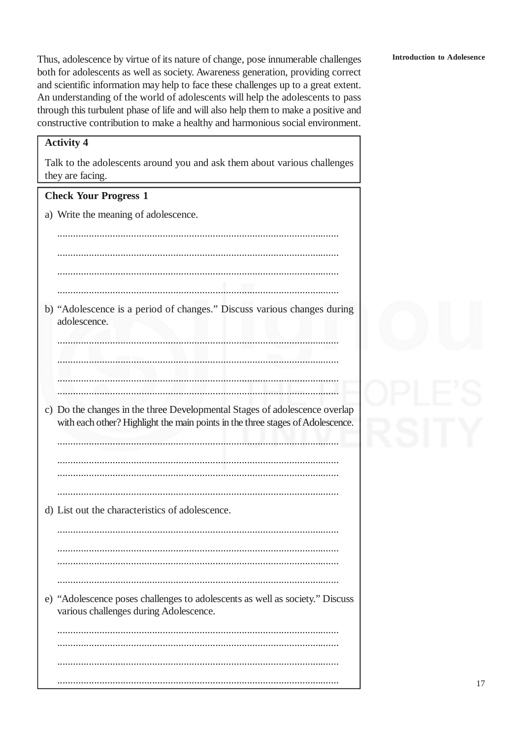Thus, adolescence by virtue of its nature of change, pose innumerable challenges both for adolescents as well as society. Awareness generation, providing correct and scientific information may help to face these challenges up to a great extent. An understanding of the world of adolescents will help the adolescents to pass through this turbulent phase of life and will also help them to make a positive and constructive contribution to make a healthy and harmonious social environment.

**Activity 4**

Talk to the adolescents around you and ask them about various challenges they are facing.

**Check Your Progress 1**

a) Write the meaning of adolescence.

..........................................................................................................

..........................................................................................................

..........................................................................................................

..........................................................................................................

b) "Adolescence is a period of changes." Discuss various changes during adolescence.

..........................................................................................................

..........................................................................................................

..........................................................................................................

..........................................................................................................

c) Do the changes in the three Developmental Stages of adolescence overlap with each other? Highlight the main points in the three stages of Adolescence.

..........................................................................................................

..........................................................................................................

..........................................................................................................

..........................................................................................................

d) List out the characteristics of adolescence.

..........................................................................................................

..........................................................................................................

..........................................................................................................

..........................................................................................................

e) "Adolescence poses challenges to adolescents as well as society." Discuss various challenges during Adolescence.

..........................................................................................................

..........................................................................................................

..........................................................................................................

..........................................................................................................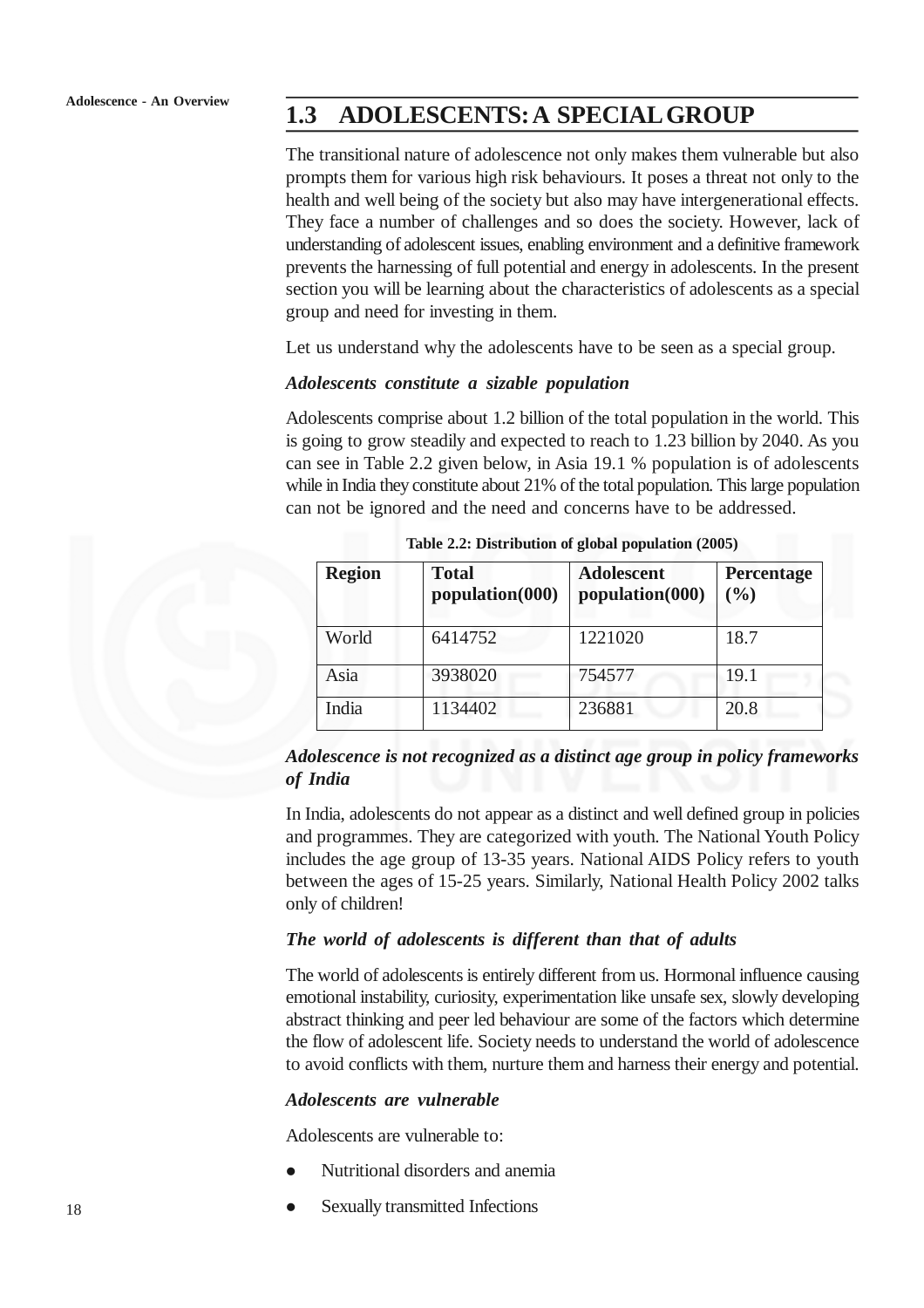## 1.3 ADOLESCENTS: A SPECIAL GROUP

The transitional nature of adolescence not only makes them vulnerable but also prompts them for various high risk behaviours. It poses a threat not only to the health and well being of the society but also may have intergenerational effects. They face a number of challenges and so does the society. However, lack of understanding of adolescent issues, enabling environment and a definitive framework prevents the harnessing of full potential and energy in adolescents. In the present section you will be learning about the characteristics of adolescents as a special group and need for investing in them.

Let us understand why the adolescents have to be seen as a special group.

***Adolescents constitute a sizable population***

Adolescents comprise about 1.2 billion of the total population in the world. This is going to grow steadily and expected to reach to 1.23 billion by 2040. As you can see in Table 2.2 given below, in Asia 19.1 % population is of adolescents while in India they constitute about 21% of the total population. This large population can not be ignored and the need and concerns have to be addressed.

**Table 2.2: Distribution of global population (2005)**

| Region | Total population(000) | Adolescent population(000) | Percentage (%) |
|---|---|---|---|
| World | 6414752 | 1221020 | 18.7 |
| Asia | 3938020 | 754577 | 19.1 |
| India | 1134402 | 236881 | 20.8 |

***Adolescence is not recognized as a distinct age group in policy frameworks of India***

In India, adolescents do not appear as a distinct and well defined group in policies and programmes. They are categorized with youth. The National Youth Policy includes the age group of 13-35 years. National AIDS Policy refers to youth between the ages of 15-25 years. Similarly, National Health Policy 2002 talks only of children!

***The world of adolescents is different than that of adults***

The world of adolescents is entirely different from us. Hormonal influence causing emotional instability, curiosity, experimentation like unsafe sex, slowly developing abstract thinking and peer led behaviour are some of the factors which determine the flow of adolescent life. Society needs to understand the world of adolescence to avoid conflicts with them, nurture them and harness their energy and potential.

***Adolescents are vulnerable***

Adolescents are vulnerable to:

- Nutritional disorders and anemia
- Sexually transmitted Infections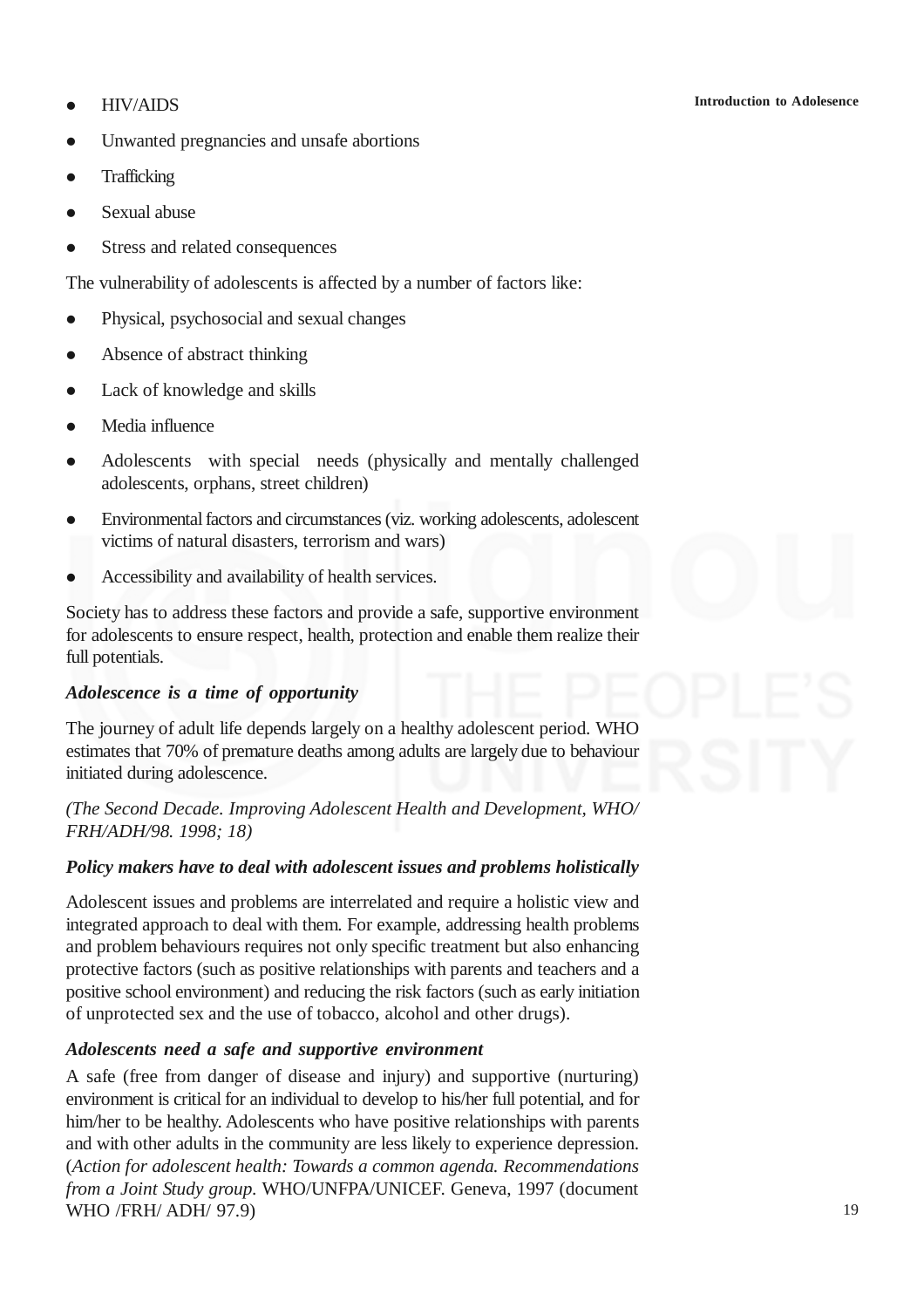- HIV/AIDS
- Unwanted pregnancies and unsafe abortions
- Trafficking
- Sexual abuse
- Stress and related consequences

The vulnerability of adolescents is affected by a number of factors like:

- Physical, psychosocial and sexual changes
- Absence of abstract thinking
- Lack of knowledge and skills
- Media influence
- Adolescents with special needs (physically and mentally challenged adolescents, orphans, street children)
- Environmental factors and circumstances (viz. working adolescents, adolescent victims of natural disasters, terrorism and wars)
- Accessibility and availability of health services.

Society has to address these factors and provide a safe, supportive environment for adolescents to ensure respect, health, protection and enable them realize their full potentials.

***Adolescence is a time of opportunity***

The journey of adult life depends largely on a healthy adolescent period. WHO estimates that 70% of premature deaths among adults are largely due to behaviour initiated during adolescence.

*(The Second Decade. Improving Adolescent Health and Development, WHO/FRH/ADH/98. 1998; 18)*

***Policy makers have to deal with adolescent issues and problems holistically***

Adolescent issues and problems are interrelated and require a holistic view and integrated approach to deal with them. For example, addressing health problems and problem behaviours requires not only specific treatment but also enhancing protective factors (such as positive relationships with parents and teachers and a positive school environment) and reducing the risk factors (such as early initiation of unprotected sex and the use of tobacco, alcohol and other drugs).

***Adolescents need a safe and supportive environment***

A safe (free from danger of disease and injury) and supportive (nurturing) environment is critical for an individual to develop to his/her full potential, and for him/her to be healthy. Adolescents who have positive relationships with parents and with other adults in the community are less likely to experience depression. (*Action for adolescent health: Towards a common agenda. Recommendations from a Joint Study group*. WHO/UNFPA/UNICEF. Geneva, 1997 (document WHO /FRH/ ADH/ 97.9)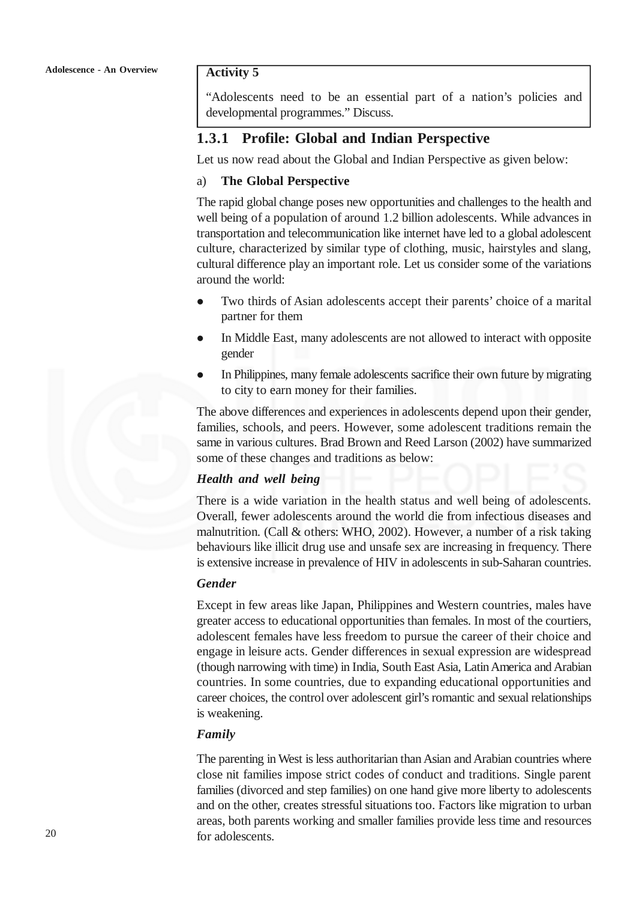**Activity 5**

"Adolescents need to be an essential part of a nation's policies and developmental programmes." Discuss.

### 1.3.1 Profile: Global and Indian Perspective

Let us now read about the Global and Indian Perspective as given below:

a) **The Global Perspective**

The rapid global change poses new opportunities and challenges to the health and well being of a population of around 1.2 billion adolescents. While advances in transportation and telecommunication like internet have led to a global adolescent culture, characterized by similar type of clothing, music, hairstyles and slang, cultural difference play an important role. Let us consider some of the variations around the world:

- Two thirds of Asian adolescents accept their parents' choice of a marital partner for them
- In Middle East, many adolescents are not allowed to interact with opposite gender
- In Philippines, many female adolescents sacrifice their own future by migrating to city to earn money for their families.

The above differences and experiences in adolescents depend upon their gender, families, schools, and peers. However, some adolescent traditions remain the same in various cultures. Brad Brown and Reed Larson (2002) have summarized some of these changes and traditions as below:

***Health and well being***

There is a wide variation in the health status and well being of adolescents. Overall, fewer adolescents around the world die from infectious diseases and malnutrition. (Call & others: WHO, 2002). However, a number of a risk taking behaviours like illicit drug use and unsafe sex are increasing in frequency. There is extensive increase in prevalence of HIV in adolescents in sub-Saharan countries.

***Gender***

Except in few areas like Japan, Philippines and Western countries, males have greater access to educational opportunities than females. In most of the courtiers, adolescent females have less freedom to pursue the career of their choice and engage in leisure acts. Gender differences in sexual expression are widespread (though narrowing with time) in India, South East Asia, Latin America and Arabian countries. In some countries, due to expanding educational opportunities and career choices, the control over adolescent girl's romantic and sexual relationships is weakening.

***Family***

The parenting in West is less authoritarian than Asian and Arabian countries where close nit families impose strict codes of conduct and traditions. Single parent families (divorced and step families) on one hand give more liberty to adolescents and on the other, creates stressful situations too. Factors like migration to urban areas, both parents working and smaller families provide less time and resources for adolescents.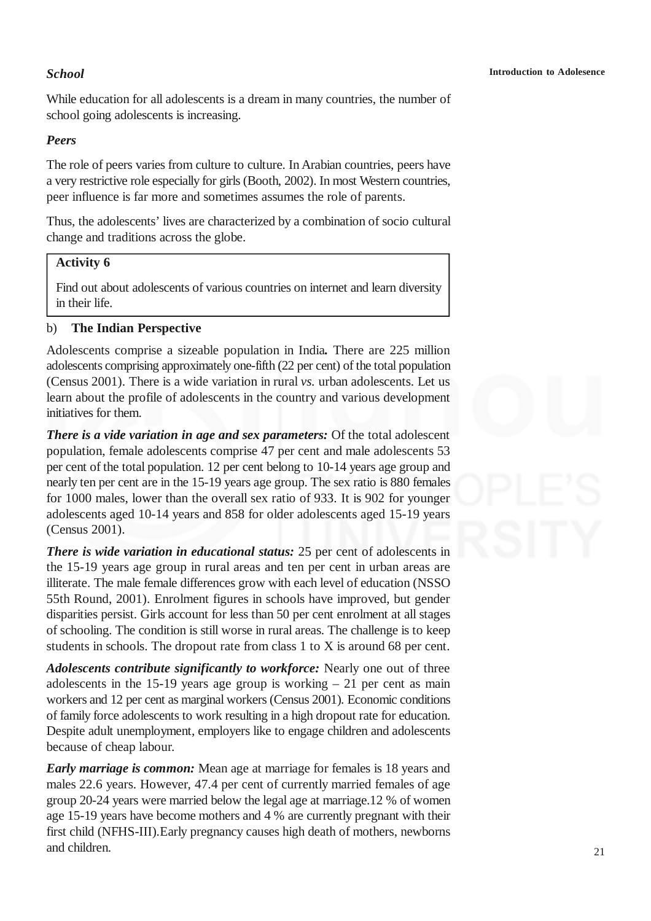***School***

While education for all adolescents is a dream in many countries, the number of school going adolescents is increasing.

***Peers***

The role of peers varies from culture to culture. In Arabian countries, peers have a very restrictive role especially for girls (Booth, 2002). In most Western countries, peer influence is far more and sometimes assumes the role of parents.

Thus, the adolescents' lives are characterized by a combination of socio cultural change and traditions across the globe.

> **Activity 6**
>
> Find out about adolescents of various countries on internet and learn diversity in their life.

b) **The Indian Perspective**

Adolescents comprise a sizeable population in India**.** There are 225 million adolescents comprising approximately one-fifth (22 per cent) of the total population (Census 2001). There is a wide variation in rural *vs.* urban adolescents. Let us learn about the profile of adolescents in the country and various development initiatives for them.

***There is a vide variation in age and sex parameters:*** Of the total adolescent population, female adolescents comprise 47 per cent and male adolescents 53 per cent of the total population. 12 per cent belong to 10-14 years age group and nearly ten per cent are in the 15-19 years age group. The sex ratio is 880 females for 1000 males, lower than the overall sex ratio of 933. It is 902 for younger adolescents aged 10-14 years and 858 for older adolescents aged 15-19 years (Census 2001).

***There is wide variation in educational status:*** 25 per cent of adolescents in the 15-19 years age group in rural areas and ten per cent in urban areas are illiterate. The male female differences grow with each level of education (NSSO 55th Round, 2001). Enrolment figures in schools have improved, but gender disparities persist. Girls account for less than 50 per cent enrolment at all stages of schooling. The condition is still worse in rural areas. The challenge is to keep students in schools. The dropout rate from class 1 to X is around 68 per cent.

***Adolescents contribute significantly to workforce:*** Nearly one out of three adolescents in the 15-19 years age group is working – 21 per cent as main workers and 12 per cent as marginal workers (Census 2001). Economic conditions of family force adolescents to work resulting in a high dropout rate for education. Despite adult unemployment, employers like to engage children and adolescents because of cheap labour.

***Early marriage is common:*** Mean age at marriage for females is 18 years and males 22.6 years. However, 47.4 per cent of currently married females of age group 20-24 years were married below the legal age at marriage.12 % of women age 15-19 years have become mothers and 4 % are currently pregnant with their first child (NFHS-III).Early pregnancy causes high death of mothers, newborns and children.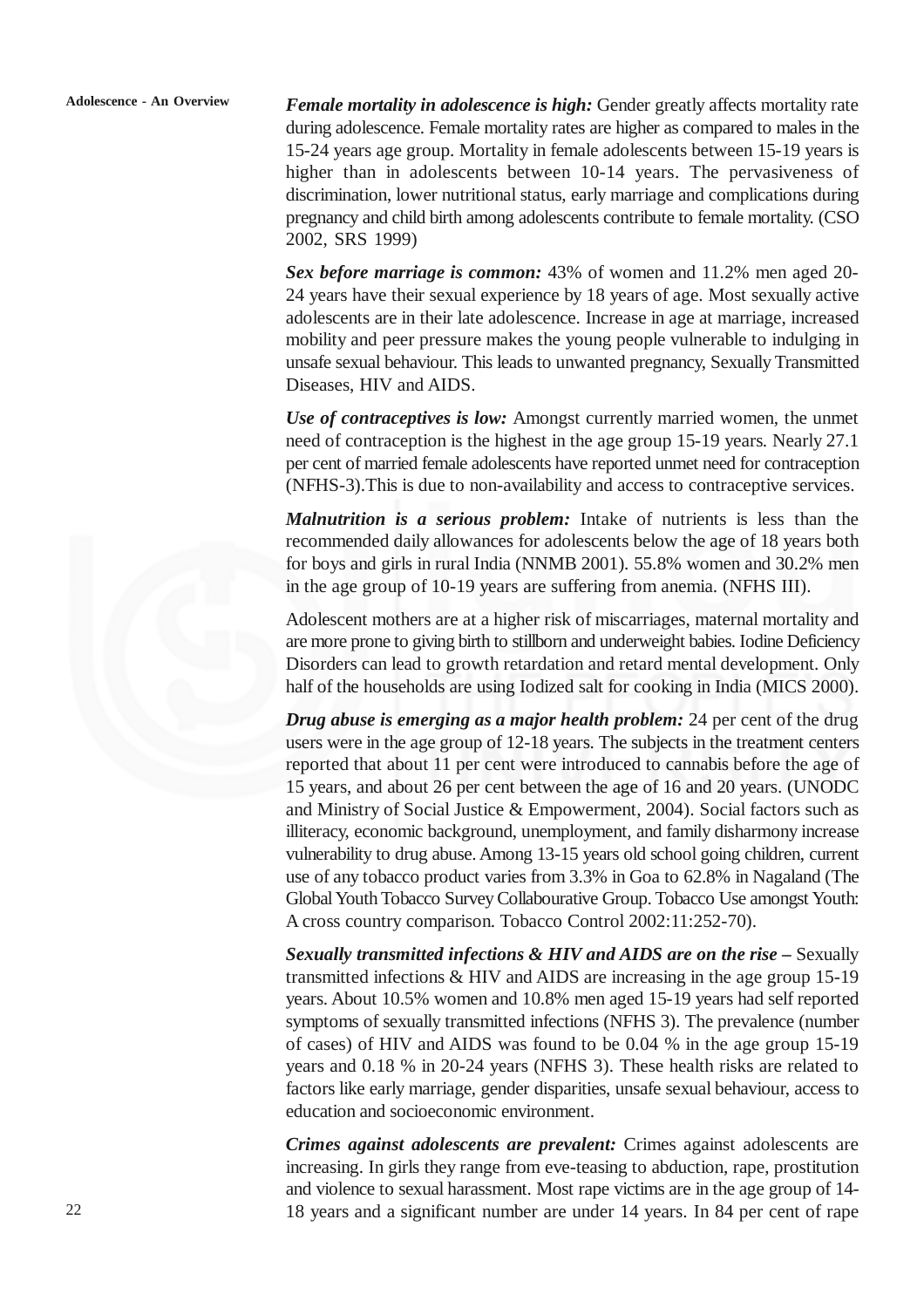***Female mortality in adolescence is high:*** Gender greatly affects mortality rate during adolescence. Female mortality rates are higher as compared to males in the 15-24 years age group. Mortality in female adolescents between 15-19 years is higher than in adolescents between 10-14 years. The pervasiveness of discrimination, lower nutritional status, early marriage and complications during pregnancy and child birth among adolescents contribute to female mortality. (CSO 2002, SRS 1999)

***Sex before marriage is common:*** 43% of women and 11.2% men aged 20-24 years have their sexual experience by 18 years of age. Most sexually active adolescents are in their late adolescence. Increase in age at marriage, increased mobility and peer pressure makes the young people vulnerable to indulging in unsafe sexual behaviour. This leads to unwanted pregnancy, Sexually Transmitted Diseases, HIV and AIDS.

***Use of contraceptives is low:*** Amongst currently married women, the unmet need of contraception is the highest in the age group 15-19 years. Nearly 27.1 per cent of married female adolescents have reported unmet need for contraception (NFHS-3).This is due to non-availability and access to contraceptive services.

***Malnutrition is a serious problem:*** Intake of nutrients is less than the recommended daily allowances for adolescents below the age of 18 years both for boys and girls in rural India (NNMB 2001). 55.8% women and 30.2% men in the age group of 10-19 years are suffering from anemia. (NFHS III).

Adolescent mothers are at a higher risk of miscarriages, maternal mortality and are more prone to giving birth to stillborn and underweight babies. Iodine Deficiency Disorders can lead to growth retardation and retard mental development. Only half of the households are using Iodized salt for cooking in India (MICS 2000).

***Drug abuse is emerging as a major health problem:*** 24 per cent of the drug users were in the age group of 12-18 years. The subjects in the treatment centers reported that about 11 per cent were introduced to cannabis before the age of 15 years, and about 26 per cent between the age of 16 and 20 years. (UNODC and Ministry of Social Justice & Empowerment, 2004). Social factors such as illiteracy, economic background, unemployment, and family disharmony increase vulnerability to drug abuse. Among 13-15 years old school going children, current use of any tobacco product varies from 3.3% in Goa to 62.8% in Nagaland (The Global Youth Tobacco Survey Collabourative Group. Tobacco Use amongst Youth: A cross country comparison. Tobacco Control 2002:11:252-70).

***Sexually transmitted infections & HIV and AIDS are on the rise –*** Sexually transmitted infections & HIV and AIDS are increasing in the age group 15-19 years. About 10.5% women and 10.8% men aged 15-19 years had self reported symptoms of sexually transmitted infections (NFHS 3). The prevalence (number of cases) of HIV and AIDS was found to be 0.04 % in the age group 15-19 years and 0.18 % in 20-24 years (NFHS 3). These health risks are related to factors like early marriage, gender disparities, unsafe sexual behaviour, access to education and socioeconomic environment.

***Crimes against adolescents are prevalent:*** Crimes against adolescents are increasing. In girls they range from eve-teasing to abduction, rape, prostitution and violence to sexual harassment. Most rape victims are in the age group of 14-18 years and a significant number are under 14 years. In 84 per cent of rape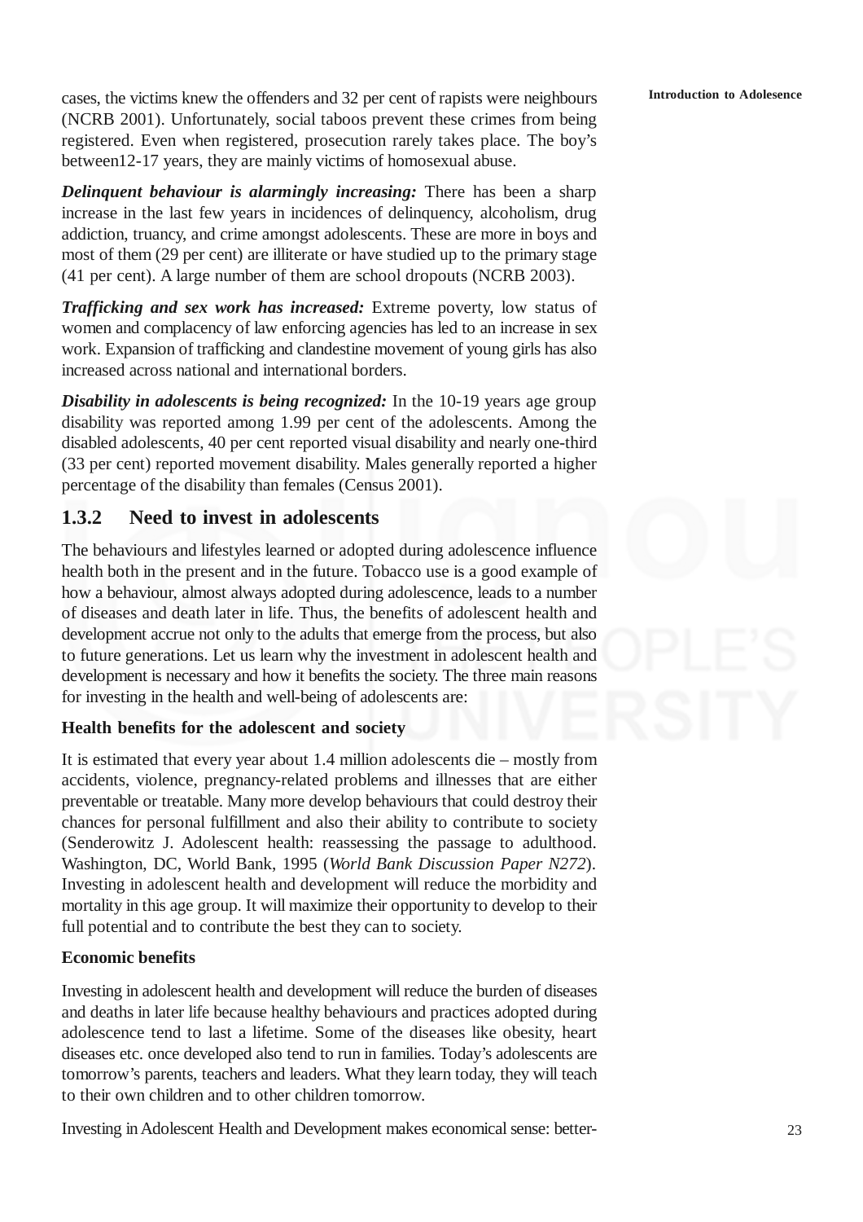cases, the victims knew the offenders and 32 per cent of rapists were neighbours (NCRB 2001). Unfortunately, social taboos prevent these crimes from being registered. Even when registered, prosecution rarely takes place. The boy's between12-17 years, they are mainly victims of homosexual abuse.

***Delinquent behaviour is alarmingly increasing:*** There has been a sharp increase in the last few years in incidences of delinquency, alcoholism, drug addiction, truancy, and crime amongst adolescents. These are more in boys and most of them (29 per cent) are illiterate or have studied up to the primary stage (41 per cent). A large number of them are school dropouts (NCRB 2003).

***Trafficking and sex work has increased:*** Extreme poverty, low status of women and complacency of law enforcing agencies has led to an increase in sex work. Expansion of trafficking and clandestine movement of young girls has also increased across national and international borders.

***Disability in adolescents is being recognized:*** In the 10-19 years age group disability was reported among 1.99 per cent of the adolescents. Among the disabled adolescents, 40 per cent reported visual disability and nearly one-third (33 per cent) reported movement disability. Males generally reported a higher percentage of the disability than females (Census 2001).

## 1.3.2 Need to invest in adolescents

The behaviours and lifestyles learned or adopted during adolescence influence health both in the present and in the future. Tobacco use is a good example of how a behaviour, almost always adopted during adolescence, leads to a number of diseases and death later in life. Thus, the benefits of adolescent health and development accrue not only to the adults that emerge from the process, but also to future generations. Let us learn why the investment in adolescent health and development is necessary and how it benefits the society. The three main reasons for investing in the health and well-being of adolescents are:

**Health benefits for the adolescent and society**

It is estimated that every year about 1.4 million adolescents die – mostly from accidents, violence, pregnancy-related problems and illnesses that are either preventable or treatable. Many more develop behaviours that could destroy their chances for personal fulfillment and also their ability to contribute to society (Senderowitz J. Adolescent health: reassessing the passage to adulthood. Washington, DC, World Bank, 1995 (*World Bank Discussion Paper N272*). Investing in adolescent health and development will reduce the morbidity and mortality in this age group. It will maximize their opportunity to develop to their full potential and to contribute the best they can to society.

**Economic benefits**

Investing in adolescent health and development will reduce the burden of diseases and deaths in later life because healthy behaviours and practices adopted during adolescence tend to last a lifetime. Some of the diseases like obesity, heart diseases etc. once developed also tend to run in families. Today's adolescents are tomorrow's parents, teachers and leaders. What they learn today, they will teach to their own children and to other children tomorrow.

Investing in Adolescent Health and Development makes economical sense: better-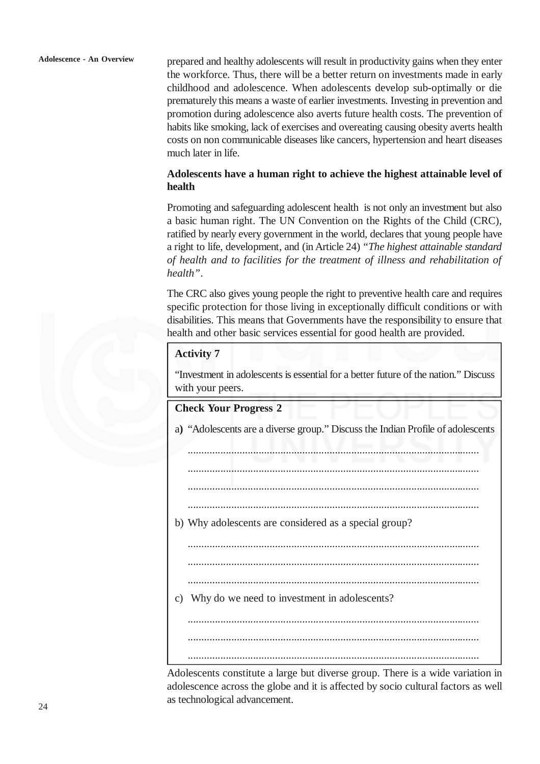prepared and healthy adolescents will result in productivity gains when they enter the workforce. Thus, there will be a better return on investments made in early childhood and adolescence. When adolescents develop sub-optimally or die prematurely this means a waste of earlier investments. Investing in prevention and promotion during adolescence also averts future health costs. The prevention of habits like smoking, lack of exercises and overeating causing obesity averts health costs on non communicable diseases like cancers, hypertension and heart diseases much later in life.

**Adolescents have a human right to achieve the highest attainable level of health**

Promoting and safeguarding adolescent health is not only an investment but also a basic human right. The UN Convention on the Rights of the Child (CRC), ratified by nearly every government in the world, declares that young people have a right to life, development, and (in Article 24) "*The highest attainable standard of health and to facilities for the treatment of illness and rehabilitation of health*".

The CRC also gives young people the right to preventive health care and requires specific protection for those living in exceptionally difficult conditions or with disabilities. This means that Governments have the responsibility to ensure that health and other basic services essential for good health are provided.

**Activity 7**

"Investment in adolescents is essential for a better future of the nation." Discuss with your peers.

**Check Your Progress 2**

a) "Adolescents are a diverse group." Discuss the Indian Profile of adolescents

..........................................................................................................

..........................................................................................................

..........................................................................................................

..........................................................................................................

b) Why adolescents are considered as a special group?

..........................................................................................................

..........................................................................................................

..........................................................................................................

c) Why do we need to investment in adolescents?

..........................................................................................................

..........................................................................................................

..........................................................................................................

Adolescents constitute a large but diverse group. There is a wide variation in adolescence across the globe and it is affected by socio cultural factors as well as technological advancement.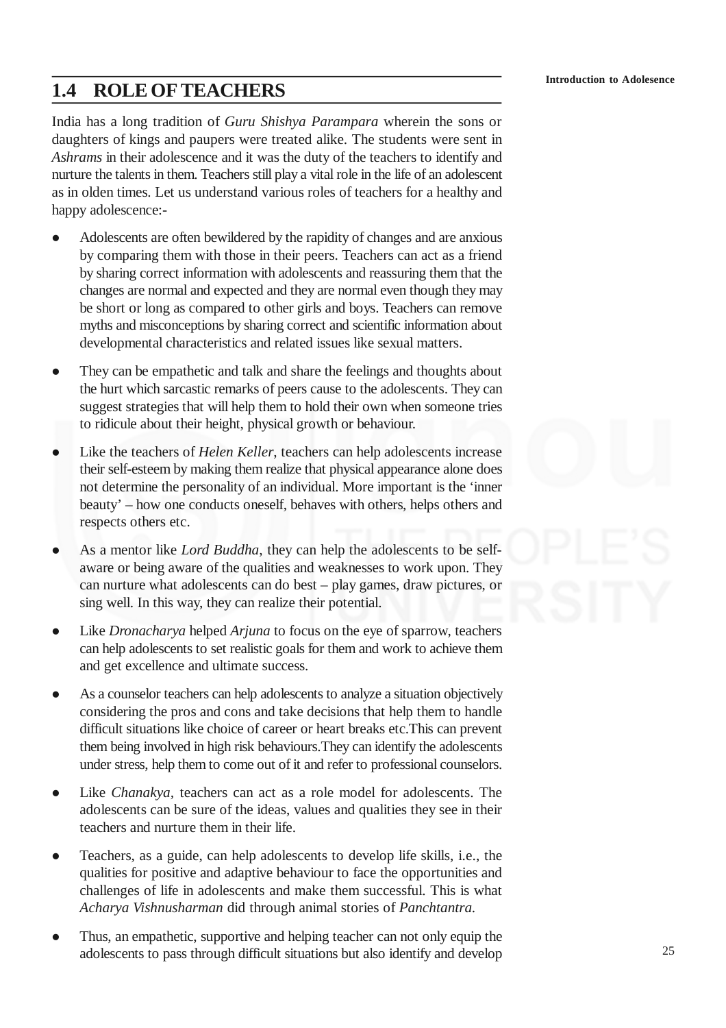## 1.4 ROLE OF TEACHERS

India has a long tradition of *Guru Shishya Parampara* wherein the sons or daughters of kings and paupers were treated alike. The students were sent in *Ashrams* in their adolescence and it was the duty of the teachers to identify and nurture the talents in them. Teachers still play a vital role in the life of an adolescent as in olden times. Let us understand various roles of teachers for a healthy and happy adolescence:-

- Adolescents are often bewildered by the rapidity of changes and are anxious by comparing them with those in their peers. Teachers can act as a friend by sharing correct information with adolescents and reassuring them that the changes are normal and expected and they are normal even though they may be short or long as compared to other girls and boys. Teachers can remove myths and misconceptions by sharing correct and scientific information about developmental characteristics and related issues like sexual matters.

- They can be empathetic and talk and share the feelings and thoughts about the hurt which sarcastic remarks of peers cause to the adolescents. They can suggest strategies that will help them to hold their own when someone tries to ridicule about their height, physical growth or behaviour.

- Like the teachers of *Helen Keller*, teachers can help adolescents increase their self-esteem by making them realize that physical appearance alone does not determine the personality of an individual. More important is the 'inner beauty' – how one conducts oneself, behaves with others, helps others and respects others etc.

- As a mentor like *Lord Buddha*, they can help the adolescents to be self-aware or being aware of the qualities and weaknesses to work upon. They can nurture what adolescents can do best – play games, draw pictures, or sing well. In this way, they can realize their potential.

- Like *Dronacharya* helped *Arjuna* to focus on the eye of sparrow, teachers can help adolescents to set realistic goals for them and work to achieve them and get excellence and ultimate success.

- As a counselor teachers can help adolescents to analyze a situation objectively considering the pros and cons and take decisions that help them to handle difficult situations like choice of career or heart breaks etc.This can prevent them being involved in high risk behaviours.They can identify the adolescents under stress, help them to come out of it and refer to professional counselors.

- Like *Chanakya*, teachers can act as a role model for adolescents. The adolescents can be sure of the ideas, values and qualities they see in their teachers and nurture them in their life.

- Teachers, as a guide, can help adolescents to develop life skills, i.e., the qualities for positive and adaptive behaviour to face the opportunities and challenges of life in adolescents and make them successful. This is what *Acharya Vishnusharman* did through animal stories of *Panchtantra.*

- Thus, an empathetic, supportive and helping teacher can not only equip the adolescents to pass through difficult situations but also identify and develop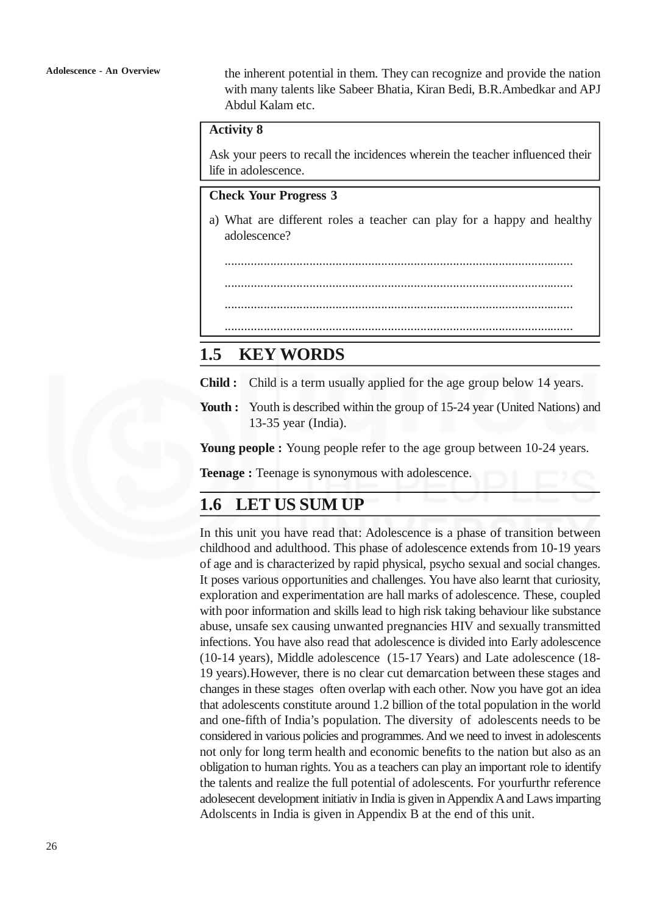the inherent potential in them. They can recognize and provide the nation with many talents like Sabeer Bhatia, Kiran Bedi, B.R.Ambedkar and APJ Abdul Kalam etc.

**Activity 8**

Ask your peers to recall the incidences wherein the teacher influenced their life in adolescence.

**Check Your Progress 3**

a) What are different roles a teacher can play for a happy and healthy adolescence?

...........................................................................................................

...........................................................................................................

...........................................................................................................

...........................................................................................................

## 1.5 KEY WORDS

**Child :** Child is a term usually applied for the age group below 14 years.

**Youth :** Youth is described within the group of 15-24 year (United Nations) and 13-35 year (India).

**Young people :** Young people refer to the age group between 10-24 years.

**Teenage :** Teenage is synonymous with adolescence.

## 1.6 LET US SUM UP

In this unit you have read that: Adolescence is a phase of transition between childhood and adulthood. This phase of adolescence extends from 10-19 years of age and is characterized by rapid physical, psycho sexual and social changes. It poses various opportunities and challenges. You have also learnt that curiosity, exploration and experimentation are hall marks of adolescence. These, coupled with poor information and skills lead to high risk taking behaviour like substance abuse, unsafe sex causing unwanted pregnancies HIV and sexually transmitted infections. You have also read that adolescence is divided into Early adolescence (10-14 years), Middle adolescence (15-17 Years) and Late adolescence (18-19 years).However, there is no clear cut demarcation between these stages and changes in these stages often overlap with each other. Now you have got an idea that adolescents constitute around 1.2 billion of the total population in the world and one-fifth of India's population. The diversity of adolescents needs to be considered in various policies and programmes. And we need to invest in adolescents not only for long term health and economic benefits to the nation but also as an obligation to human rights. You as a teachers can play an important role to identify the talents and realize the full potential of adolescents. For yourfurthr reference adolesecent development initiativ in India is given in Appendix A and Laws imparting Adolscents in India is given in Appendix B at the end of this unit.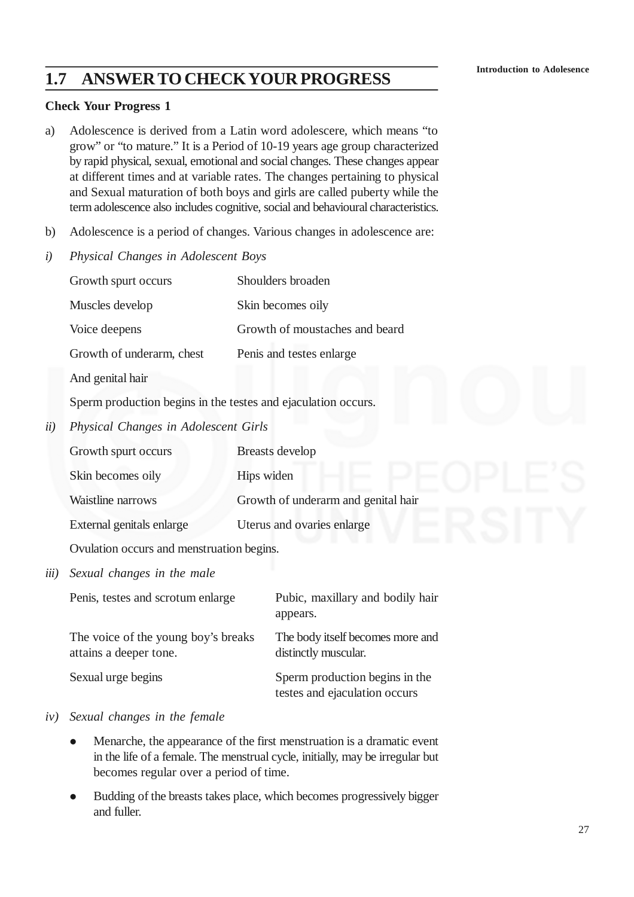## 1.7 ANSWER TO CHECK YOUR PROGRESS

**Check Your Progress 1**

a) Adolescence is derived from a Latin word adolescere, which means "to grow" or "to mature." It is a Period of 10-19 years age group characterized by rapid physical, sexual, emotional and social changes. These changes appear at different times and at variable rates. The changes pertaining to physical and Sexual maturation of both boys and girls are called puberty while the term adolescence also includes cognitive, social and behavioural characteristics.

b) Adolescence is a period of changes. Various changes in adolescence are:

*i) Physical Changes in Adolescent Boys*

| | |
|---|---|
| Growth spurt occurs | Shoulders broaden |
| Muscles develop | Skin becomes oily |
| Voice deepens | Growth of moustaches and beard |
| Growth of underarm, chest And genital hair | Penis and testes enlarge |

Sperm production begins in the testes and ejaculation occurs.

*ii) Physical Changes in Adolescent Girls*

| | |
|---|---|
| Growth spurt occurs | Breasts develop |
| Skin becomes oily | Hips widen |
| Waistline narrows | Growth of underarm and genital hair |
| External genitals enlarge | Uterus and ovaries enlarge |

Ovulation occurs and menstruation begins.

*iii) Sexual changes in the male*

| | |
|---|---|
| Penis, testes and scrotum enlarge | Pubic, maxillary and bodily hair appears. |
| The voice of the young boy's breaks attains a deeper tone. | The body itself becomes more and distinctly muscular. |
| Sexual urge begins | Sperm production begins in the testes and ejaculation occurs |

*iv) Sexual changes in the female*

- Menarche, the appearance of the first menstruation is a dramatic event in the life of a female. The menstrual cycle, initially, may be irregular but becomes regular over a period of time.
- Budding of the breasts takes place, which becomes progressively bigger and fuller.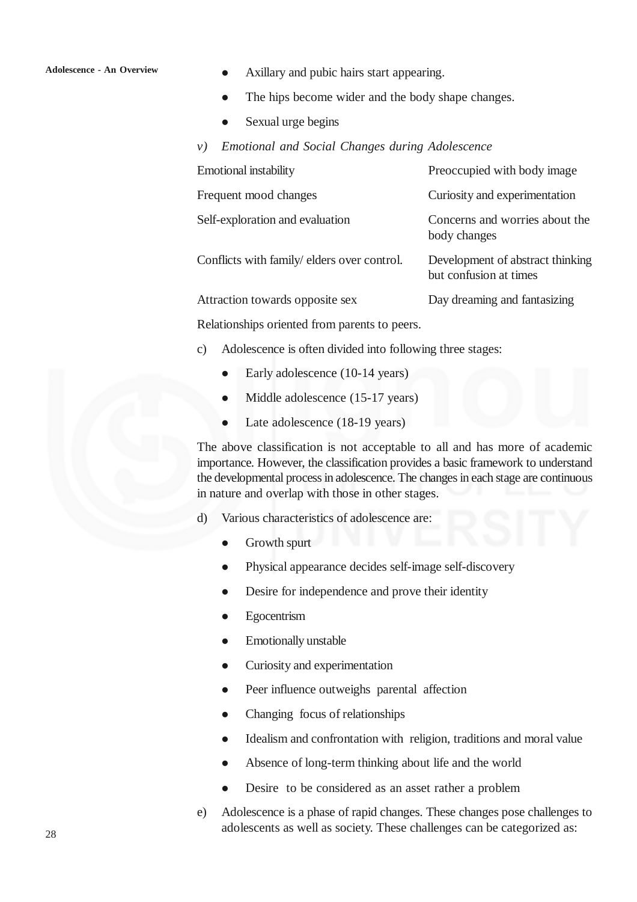- Axillary and pubic hairs start appearing.
- The hips become wider and the body shape changes.
- Sexual urge begins

*v) Emotional and Social Changes during Adolescence*

| | |
|---|---|
| Emotional instability | Preoccupied with body image |
| Frequent mood changes | Curiosity and experimentation |
| Self-exploration and evaluation | Concerns and worries about the body changes |
| Conflicts with family/ elders over control. | Development of abstract thinking but confusion at times |
| Attraction towards opposite sex | Day dreaming and fantasizing |

Relationships oriented from parents to peers.

c) Adolescence is often divided into following three stages:

- Early adolescence (10-14 years)
- Middle adolescence (15-17 years)
- Late adolescence (18-19 years)

The above classification is not acceptable to all and has more of academic importance. However, the classification provides a basic framework to understand the developmental process in adolescence. The changes in each stage are continuous in nature and overlap with those in other stages.

d) Various characteristics of adolescence are:

- Growth spurt
- Physical appearance decides self-image self-discovery
- Desire for independence and prove their identity
- Egocentrism
- Emotionally unstable
- Curiosity and experimentation
- Peer influence outweighs parental affection
- Changing focus of relationships
- Idealism and confrontation with religion, traditions and moral value
- Absence of long-term thinking about life and the world
- Desire to be considered as an asset rather a problem

e) Adolescence is a phase of rapid changes. These changes pose challenges to adolescents as well as society. These challenges can be categorized as: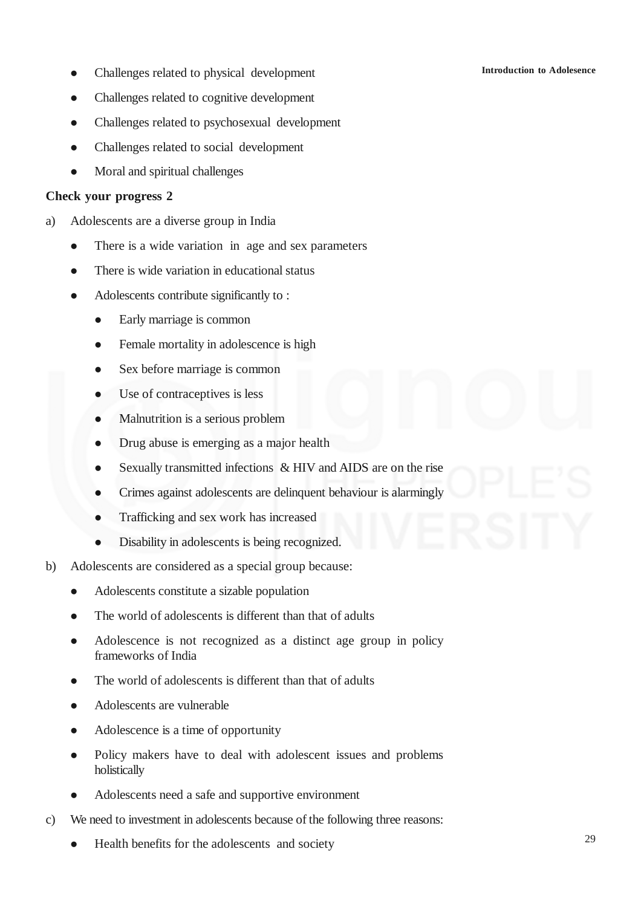- Challenges related to physical development
- Challenges related to cognitive development
- Challenges related to psychosexual development
- Challenges related to social development
- Moral and spiritual challenges

**Check your progress 2**

a) Adolescents are a diverse group in India

- There is a wide variation in age and sex parameters
- There is wide variation in educational status
- Adolescents contribute significantly to :
  - Early marriage is common
  - Female mortality in adolescence is high
  - Sex before marriage is common
  - Use of contraceptives is less
  - Malnutrition is a serious problem
  - Drug abuse is emerging as a major health
  - Sexually transmitted infections & HIV and AIDS are on the rise
  - Crimes against adolescents are delinquent behaviour is alarmingly
  - Trafficking and sex work has increased
  - Disability in adolescents is being recognized.

b) Adolescents are considered as a special group because:

- Adolescents constitute a sizable population
- The world of adolescents is different than that of adults
- Adolescence is not recognized as a distinct age group in policy frameworks of India
- The world of adolescents is different than that of adults
- Adolescents are vulnerable
- Adolescence is a time of opportunity
- Policy makers have to deal with adolescent issues and problems holistically
- Adolescents need a safe and supportive environment

c) We need to investment in adolescents because of the following three reasons:

- Health benefits for the adolescents and society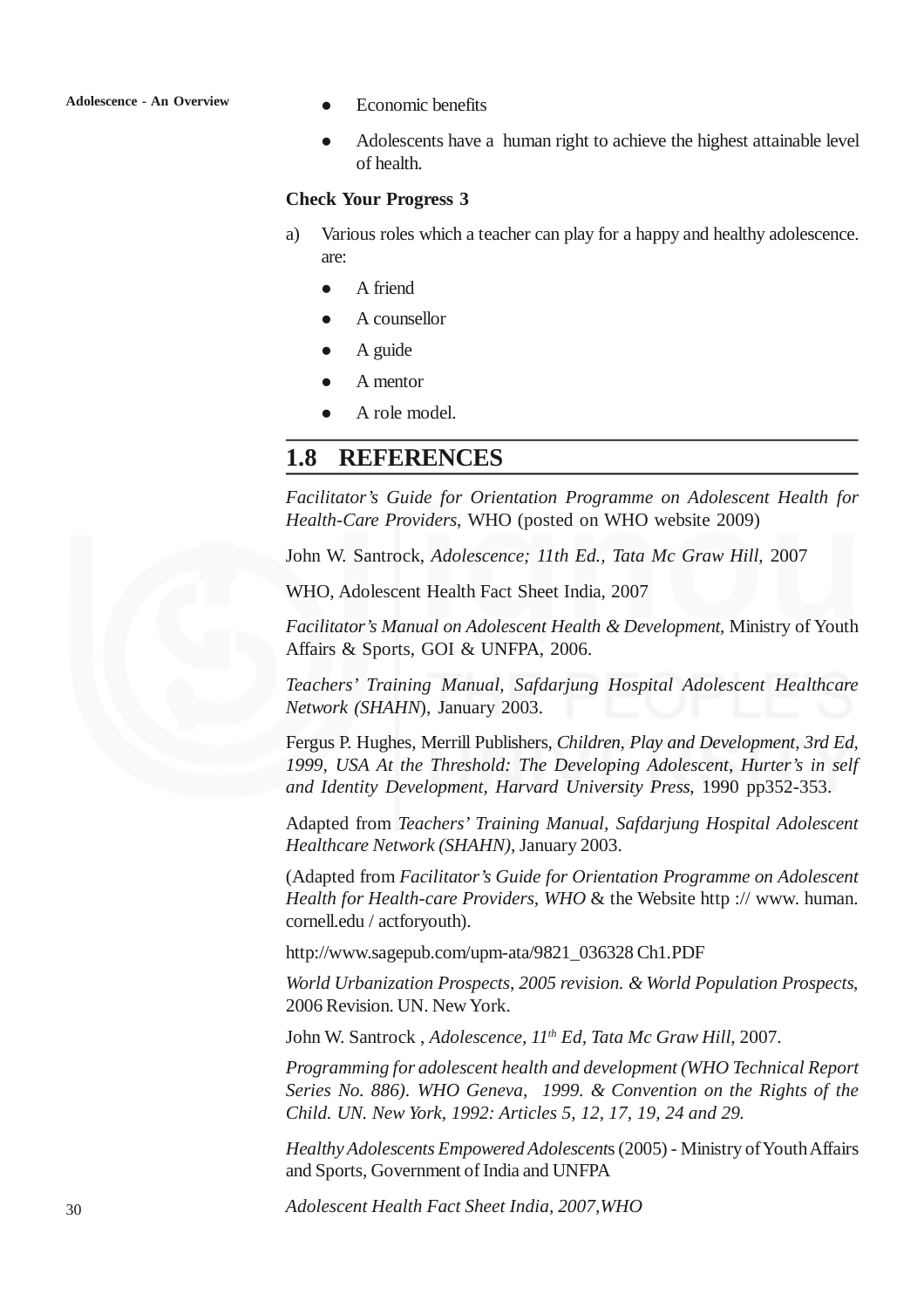- Economic benefits
- Adolescents have a human right to achieve the highest attainable level of health.

**Check Your Progress 3**

a) Various roles which a teacher can play for a happy and healthy adolescence. are:

- A friend
- A counsellor
- A guide
- A mentor
- A role model.

## 1.8 REFERENCES

*Facilitator's Guide for Orientation Programme on Adolescent Health for Health-Care Providers*, WHO (posted on WHO website 2009)

John W. Santrock, *Adolescence; 11th Ed., Tata Mc Graw Hill*, 2007

WHO, Adolescent Health Fact Sheet India, 2007

*Facilitator's Manual on Adolescent Health & Development*, Ministry of Youth Affairs & Sports, GOI & UNFPA, 2006.

*Teachers' Training Manual, Safdarjung Hospital Adolescent Healthcare Network (SHAHN*), January 2003.

Fergus P. Hughes, Merrill Publishers, *Children, Play and Development, 3rd Ed, 1999, USA At the Threshold: The Developing Adolescent, Hurter's in self and Identity Development, Harvard University Press*, 1990 pp352-353.

Adapted from *Teachers' Training Manual, Safdarjung Hospital Adolescent Healthcare Network (SHAHN)*, January 2003.

(Adapted from *Facilitator's Guide for Orientation Programme on Adolescent Health for Health-care Providers, WHO* & the Website http :// www. human. cornell.edu / actforyouth).

http://www.sagepub.com/upm-ata/9821_036328 Ch1.PDF

*World Urbanization Prospects, 2005 revision. & World Population Prospects*, 2006 Revision. UN. New York.

John W. Santrock , *Adolescence, 11th Ed, Tata Mc Graw Hill*, 2007.

*Programming for adolescent health and development (WHO Technical Report Series No. 886). WHO Geneva, 1999. & Convention on the Rights of the Child. UN. New York, 1992: Articles 5, 12, 17, 19, 24 and 29.*

*Healthy Adolescents Empowered Adolescents* (2005) - Ministry of Youth Affairs and Sports, Government of India and UNFPA

*Adolescent Health Fact Sheet India, 2007,WHO*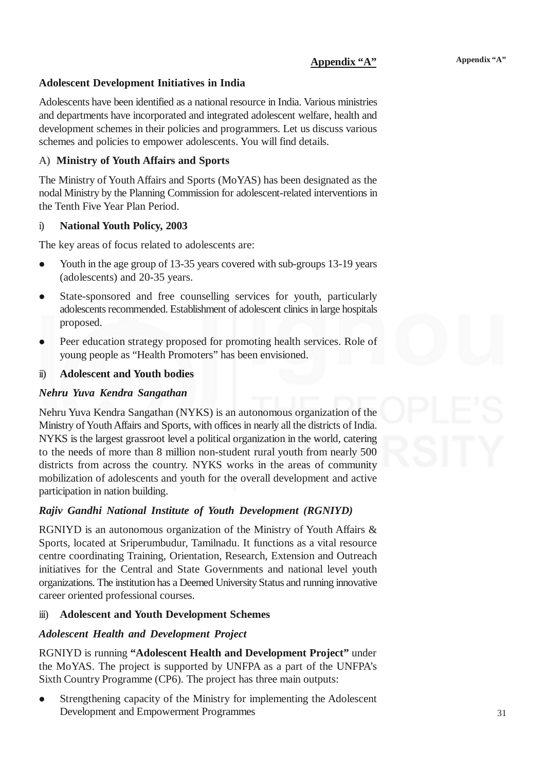## Appendix "A"

### Adolescent Development Initiatives in India

Adolescents have been identified as a national resource in India. Various ministries and departments have incorporated and integrated adolescent welfare, health and development schemes in their policies and programmers. Let us discuss various schemes and policies to empower adolescents. You will find details.

A) **Ministry of Youth Affairs and Sports**

The Ministry of Youth Affairs and Sports (MoYAS) has been designated as the nodal Ministry by the Planning Commission for adolescent-related interventions in the Tenth Five Year Plan Period.

i) **National Youth Policy, 2003**

The key areas of focus related to adolescents are:

- Youth in the age group of 13-35 years covered with sub-groups 13-19 years (adolescents) and 20-35 years.
- State-sponsored and free counselling services for youth, particularly adolescents recommended. Establishment of adolescent clinics in large hospitals proposed.
- Peer education strategy proposed for promoting health services. Role of young people as "Health Promoters" has been envisioned.

ii) **Adolescent and Youth bodies**

***Nehru Yuva Kendra Sangathan***

Nehru Yuva Kendra Sangathan (NYKS) is an autonomous organization of the Ministry of Youth Affairs and Sports, with offices in nearly all the districts of India. NYKS is the largest grassroot level a political organization in the world, catering to the needs of more than 8 million non-student rural youth from nearly 500 districts from across the country. NYKS works in the areas of community mobilization of adolescents and youth for the overall development and active participation in nation building.

***Rajiv Gandhi National Institute of Youth Development (RGNIYD)***

RGNIYD is an autonomous organization of the Ministry of Youth Affairs & Sports, located at Sriperumbudur, Tamilnadu. It functions as a vital resource centre coordinating Training, Orientation, Research, Extension and Outreach initiatives for the Central and State Governments and national level youth organizations. The institution has a Deemed University Status and running innovative career oriented professional courses.

iii) **Adolescent and Youth Development Schemes**

***Adolescent Health and Development Project***

RGNIYD is running **"Adolescent Health and Development Project"** under the MoYAS. The project is supported by UNFPA as a part of the UNFPA's Sixth Country Programme (CP6). The project has three main outputs:

- Strengthening capacity of the Ministry for implementing the Adolescent Development and Empowerment Programmes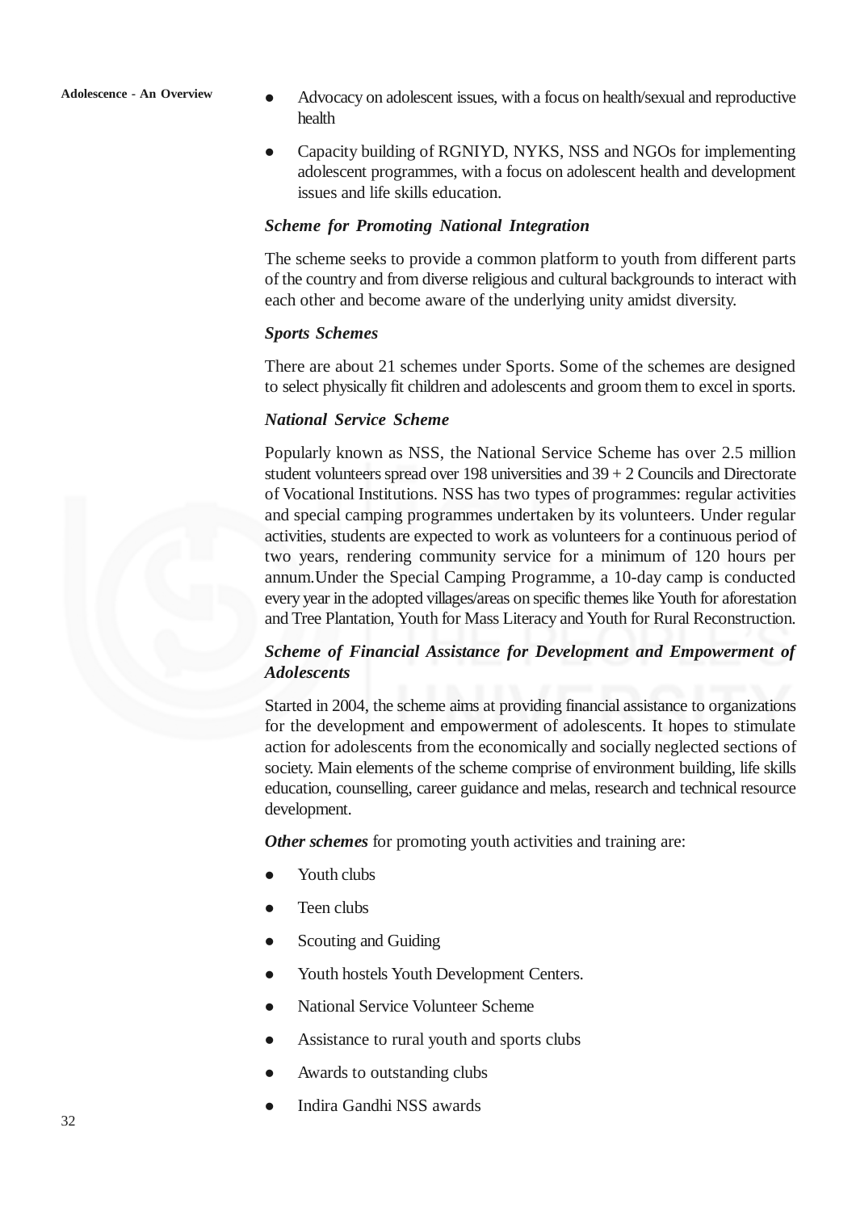- Advocacy on adolescent issues, with a focus on health/sexual and reproductive health
- Capacity building of RGNIYD, NYKS, NSS and NGOs for implementing adolescent programmes, with a focus on adolescent health and development issues and life skills education.

***Scheme for Promoting National Integration***

The scheme seeks to provide a common platform to youth from different parts of the country and from diverse religious and cultural backgrounds to interact with each other and become aware of the underlying unity amidst diversity.

***Sports Schemes***

There are about 21 schemes under Sports. Some of the schemes are designed to select physically fit children and adolescents and groom them to excel in sports.

***National Service Scheme***

Popularly known as NSS, the National Service Scheme has over 2.5 million student volunteers spread over 198 universities and 39 + 2 Councils and Directorate of Vocational Institutions. NSS has two types of programmes: regular activities and special camping programmes undertaken by its volunteers. Under regular activities, students are expected to work as volunteers for a continuous period of two years, rendering community service for a minimum of 120 hours per annum.Under the Special Camping Programme, a 10-day camp is conducted every year in the adopted villages/areas on specific themes like Youth for aforestation and Tree Plantation, Youth for Mass Literacy and Youth for Rural Reconstruction.

***Scheme of Financial Assistance for Development and Empowerment of Adolescents***

Started in 2004, the scheme aims at providing financial assistance to organizations for the development and empowerment of adolescents. It hopes to stimulate action for adolescents from the economically and socially neglected sections of society. Main elements of the scheme comprise of environment building, life skills education, counselling, career guidance and melas, research and technical resource development.

***Other schemes*** for promoting youth activities and training are:

- Youth clubs
- Teen clubs
- Scouting and Guiding
- Youth hostels Youth Development Centers.
- National Service Volunteer Scheme
- Assistance to rural youth and sports clubs
- Awards to outstanding clubs
- Indira Gandhi NSS awards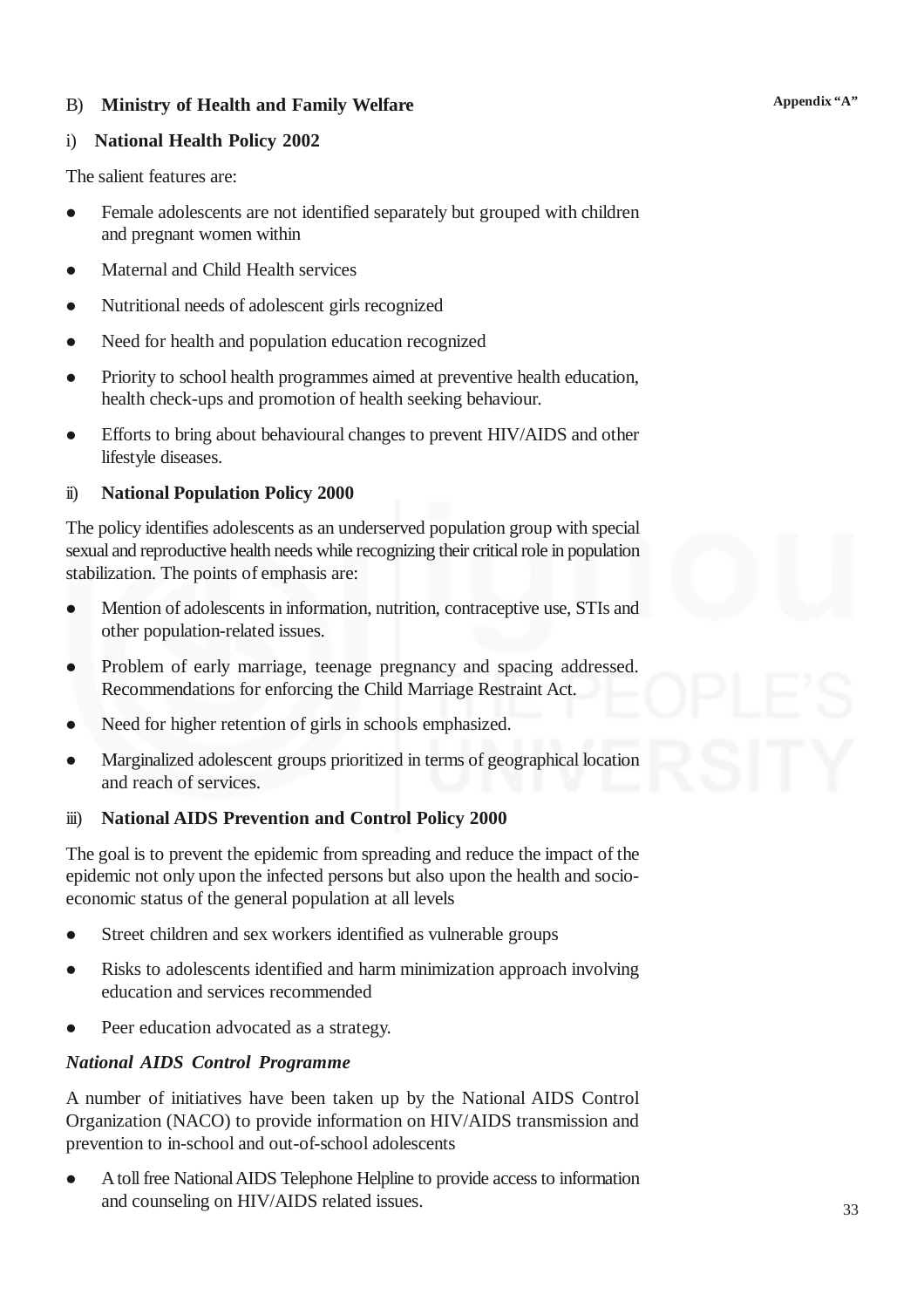B) **Ministry of Health and Family Welfare**

i) **National Health Policy 2002**

The salient features are:

- Female adolescents are not identified separately but grouped with children and pregnant women within
- Maternal and Child Health services
- Nutritional needs of adolescent girls recognized
- Need for health and population education recognized
- Priority to school health programmes aimed at preventive health education, health check-ups and promotion of health seeking behaviour.
- Efforts to bring about behavioural changes to prevent HIV/AIDS and other lifestyle diseases.

ii) **National Population Policy 2000**

The policy identifies adolescents as an underserved population group with special sexual and reproductive health needs while recognizing their critical role in population stabilization. The points of emphasis are:

- Mention of adolescents in information, nutrition, contraceptive use, STIs and other population-related issues.
- Problem of early marriage, teenage pregnancy and spacing addressed. Recommendations for enforcing the Child Marriage Restraint Act.
- Need for higher retention of girls in schools emphasized.
- Marginalized adolescent groups prioritized in terms of geographical location and reach of services.

iii) **National AIDS Prevention and Control Policy 2000**

The goal is to prevent the epidemic from spreading and reduce the impact of the epidemic not only upon the infected persons but also upon the health and socio-economic status of the general population at all levels

- Street children and sex workers identified as vulnerable groups
- Risks to adolescents identified and harm minimization approach involving education and services recommended
- Peer education advocated as a strategy.

***National AIDS Control Programme***

A number of initiatives have been taken up by the National AIDS Control Organization (NACO) to provide information on HIV/AIDS transmission and prevention to in-school and out-of-school adolescents

- A toll free National AIDS Telephone Helpline to provide access to information and counseling on HIV/AIDS related issues.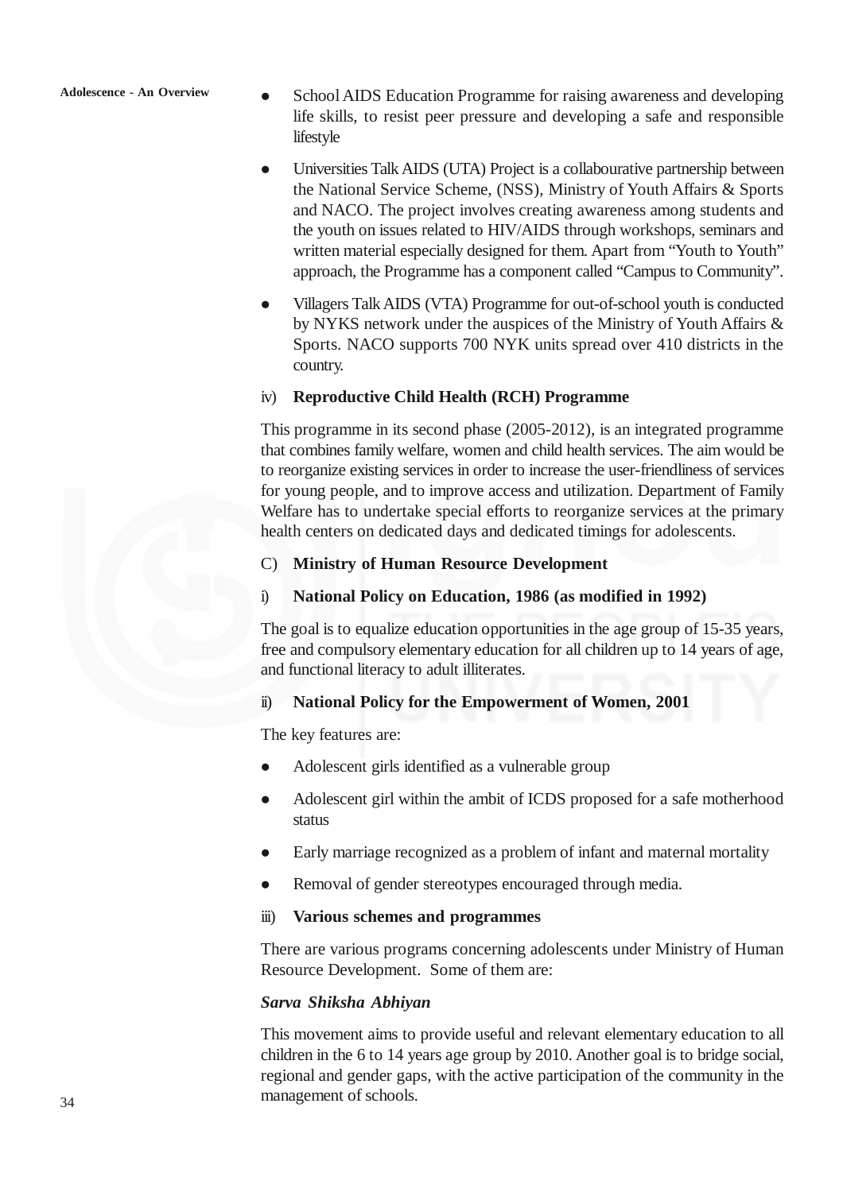- School AIDS Education Programme for raising awareness and developing life skills, to resist peer pressure and developing a safe and responsible lifestyle
- Universities Talk AIDS (UTA) Project is a collabourative partnership between the National Service Scheme, (NSS), Ministry of Youth Affairs & Sports and NACO. The project involves creating awareness among students and the youth on issues related to HIV/AIDS through workshops, seminars and written material especially designed for them. Apart from "Youth to Youth" approach, the Programme has a component called "Campus to Community".
- Villagers Talk AIDS (VTA) Programme for out-of-school youth is conducted by NYKS network under the auspices of the Ministry of Youth Affairs & Sports. NACO supports 700 NYK units spread over 410 districts in the country.

iv) **Reproductive Child Health (RCH) Programme**

This programme in its second phase (2005-2012), is an integrated programme that combines family welfare, women and child health services. The aim would be to reorganize existing services in order to increase the user-friendliness of services for young people, and to improve access and utilization. Department of Family Welfare has to undertake special efforts to reorganize services at the primary health centers on dedicated days and dedicated timings for adolescents.

C) **Ministry of Human Resource Development**

i) **National Policy on Education, 1986 (as modified in 1992)**

The goal is to equalize education opportunities in the age group of 15-35 years, free and compulsory elementary education for all children up to 14 years of age, and functional literacy to adult illiterates.

ii) **National Policy for the Empowerment of Women, 2001**

The key features are:

- Adolescent girls identified as a vulnerable group
- Adolescent girl within the ambit of ICDS proposed for a safe motherhood status
- Early marriage recognized as a problem of infant and maternal mortality
- Removal of gender stereotypes encouraged through media.

iii) **Various schemes and programmes**

There are various programs concerning adolescents under Ministry of Human Resource Development. Some of them are:

***Sarva Shiksha Abhiyan***

This movement aims to provide useful and relevant elementary education to all children in the 6 to 14 years age group by 2010. Another goal is to bridge social, regional and gender gaps, with the active participation of the community in the management of schools.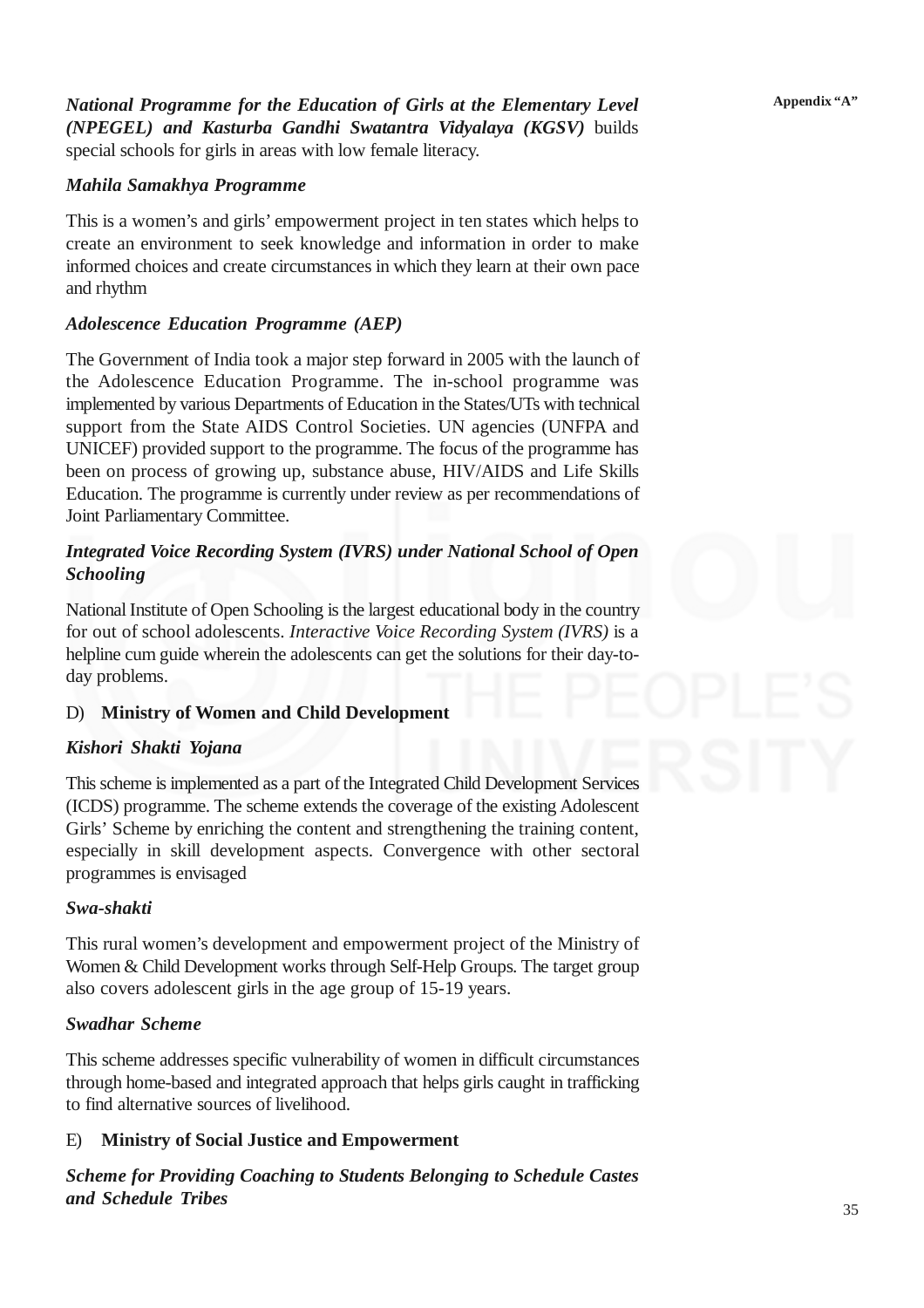***National Programme for the Education of Girls at the Elementary Level (NPEGEL) and Kasturba Gandhi Swatantra Vidyalaya (KGSV)*** builds special schools for girls in areas with low female literacy.

***Mahila Samakhya Programme***

This is a women's and girls' empowerment project in ten states which helps to create an environment to seek knowledge and information in order to make informed choices and create circumstances in which they learn at their own pace and rhythm

***Adolescence Education Programme (AEP)***

The Government of India took a major step forward in 2005 with the launch of the Adolescence Education Programme. The in-school programme was implemented by various Departments of Education in the States/UTs with technical support from the State AIDS Control Societies. UN agencies (UNFPA and UNICEF) provided support to the programme. The focus of the programme has been on process of growing up, substance abuse, HIV/AIDS and Life Skills Education. The programme is currently under review as per recommendations of Joint Parliamentary Committee.

***Integrated Voice Recording System (IVRS) under National School of Open Schooling***

National Institute of Open Schooling is the largest educational body in the country for out of school adolescents. *Interactive Voice Recording System (IVRS)* is a helpline cum guide wherein the adolescents can get the solutions for their day-to-day problems.

D) **Ministry of Women and Child Development**

***Kishori Shakti Yojana***

This scheme is implemented as a part of the Integrated Child Development Services (ICDS) programme. The scheme extends the coverage of the existing Adolescent Girls' Scheme by enriching the content and strengthening the training content, especially in skill development aspects. Convergence with other sectoral programmes is envisaged

***Swa-shakti***

This rural women's development and empowerment project of the Ministry of Women & Child Development works through Self-Help Groups. The target group also covers adolescent girls in the age group of 15-19 years.

***Swadhar Scheme***

This scheme addresses specific vulnerability of women in difficult circumstances through home-based and integrated approach that helps girls caught in trafficking to find alternative sources of livelihood.

E) **Ministry of Social Justice and Empowerment**

***Scheme for Providing Coaching to Students Belonging to Schedule Castes and Schedule Tribes***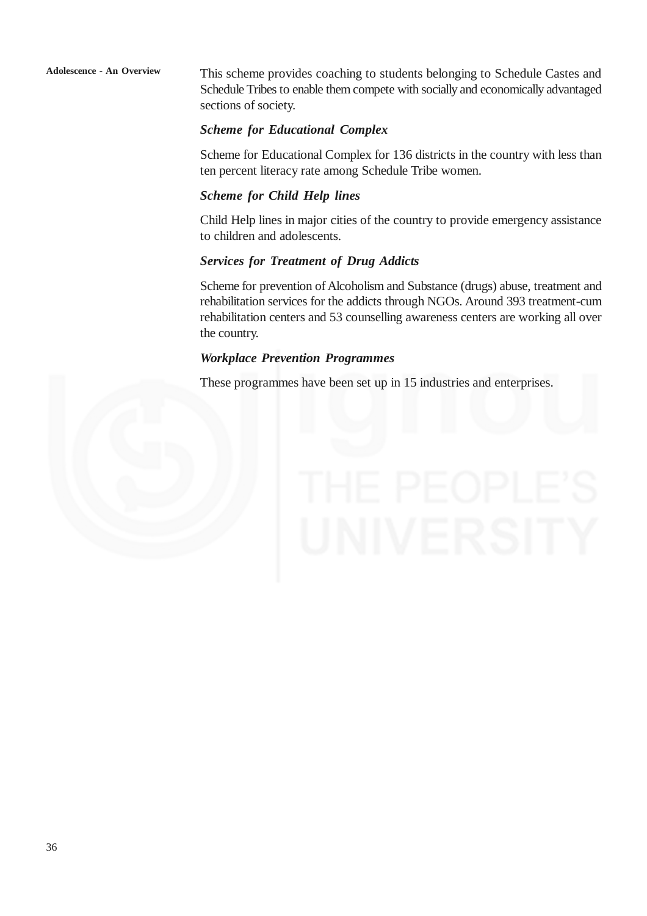This scheme provides coaching to students belonging to Schedule Castes and Schedule Tribes to enable them compete with socially and economically advantaged sections of society.

***Scheme for Educational Complex***

Scheme for Educational Complex for 136 districts in the country with less than ten percent literacy rate among Schedule Tribe women.

***Scheme for Child Help lines***

Child Help lines in major cities of the country to provide emergency assistance to children and adolescents.

***Services for Treatment of Drug Addicts***

Scheme for prevention of Alcoholism and Substance (drugs) abuse, treatment and rehabilitation services for the addicts through NGOs. Around 393 treatment-cum rehabilitation centers and 53 counselling awareness centers are working all over the country.

***Workplace Prevention Programmes***

These programmes have been set up in 15 industries and enterprises.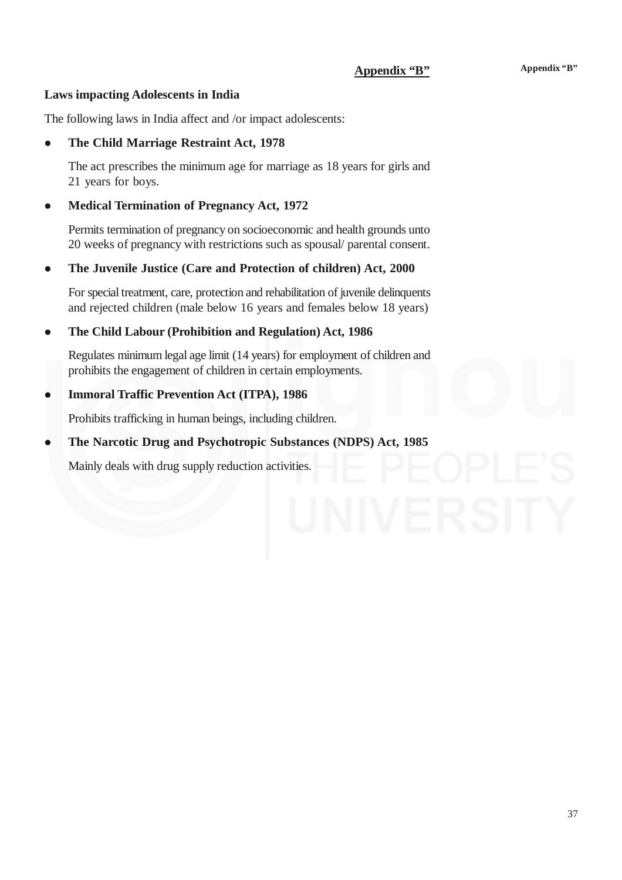## Appendix "B"

**Laws impacting Adolescents in India**

The following laws in India affect and /or impact adolescents:

- **The Child Marriage Restraint Act, 1978**

  The act prescribes the minimum age for marriage as 18 years for girls and 21 years for boys.

- **Medical Termination of Pregnancy Act, 1972**

  Permits termination of pregnancy on socioeconomic and health grounds unto 20 weeks of pregnancy with restrictions such as spousal/ parental consent.

- **The Juvenile Justice (Care and Protection of children) Act, 2000**

  For special treatment, care, protection and rehabilitation of juvenile delinquents and rejected children (male below 16 years and females below 18 years)

- **The Child Labour (Prohibition and Regulation) Act, 1986**

  Regulates minimum legal age limit (14 years) for employment of children and prohibits the engagement of children in certain employments.

- **Immoral Traffic Prevention Act (ITPA), 1986**

  Prohibits trafficking in human beings, including children.

- **The Narcotic Drug and Psychotropic Substances (NDPS) Act, 1985**

  Mainly deals with drug supply reduction activities.